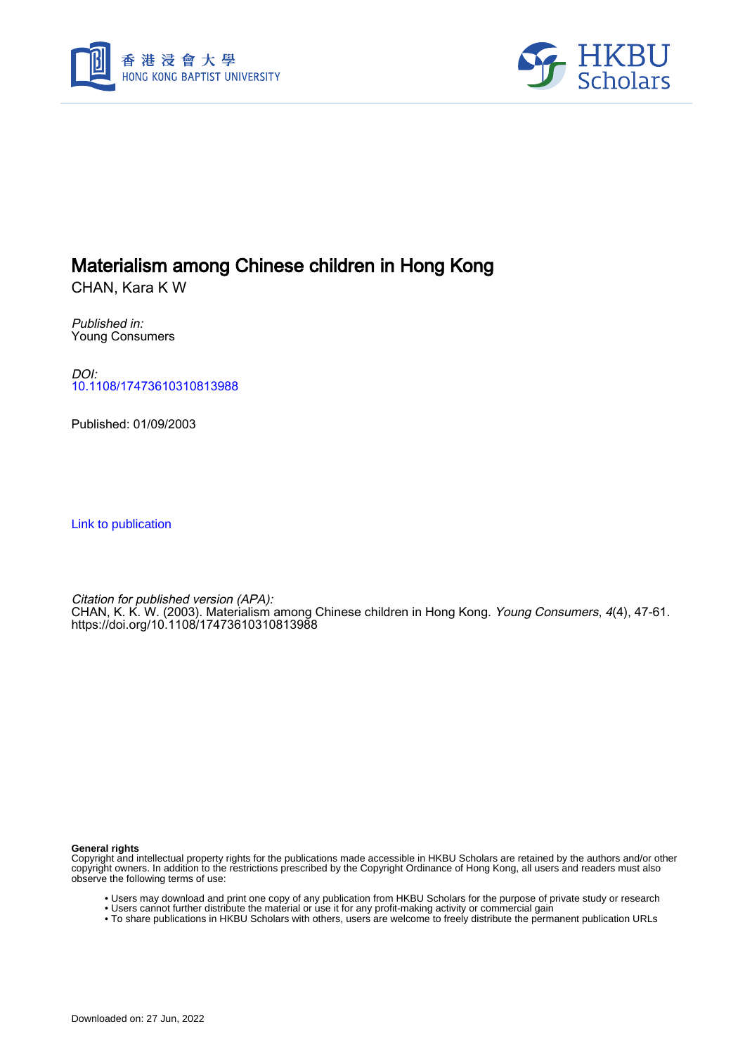# Materialism among Chinese children in Hong Kong

CHAN, Kara K W

*Published in:*
Young Consumers

*DOI:*
10.1108/17473610310813988

Published: 01/09/2003

Link to publication

*Citation for published version (APA):*
CHAN, K. K. W. (2003). Materialism among Chinese children in Hong Kong. *Young Consumers*, *4*(4), 47-61. https://doi.org/10.1108/17473610310813988

**General rights**
Copyright and intellectual property rights for the publications made accessible in HKBU Scholars are retained by the authors and/or other copyright owners. In addition to the restrictions prescribed by the Copyright Ordinance of Hong Kong, all users and readers must also observe the following terms of use:

- Users may download and print one copy of any publication from HKBU Scholars for the purpose of private study or research
- Users cannot further distribute the material or use it for any profit-making activity or commercial gain
- To share publications in HKBU Scholars with others, users are welcome to freely distribute the permanent publication URLs

Downloaded on: 27 Jun, 2022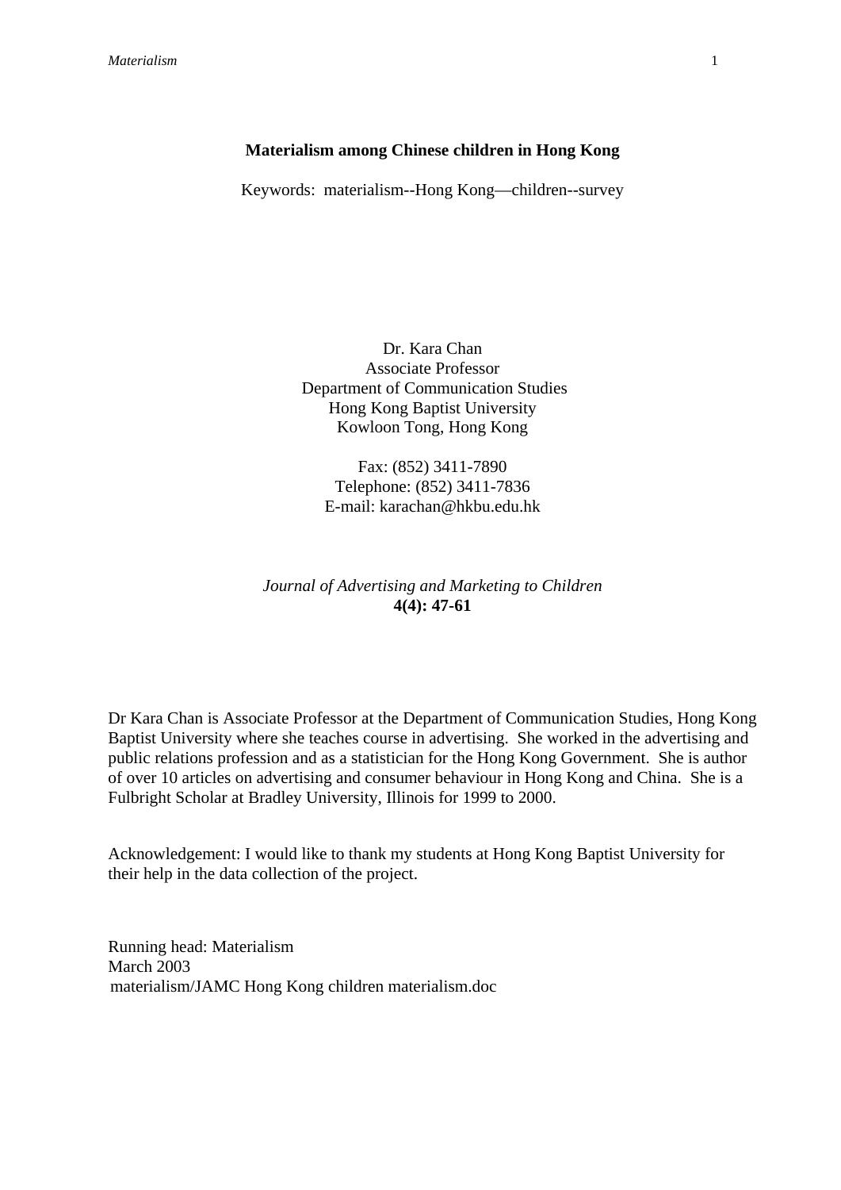**Materialism among Chinese children in Hong Kong**

Keywords: materialism--Hong Kong—children--survey

Dr. Kara Chan
Associate Professor
Department of Communication Studies
Hong Kong Baptist University
Kowloon Tong, Hong Kong

Fax: (852) 3411-7890
Telephone: (852) 3411-7836
E-mail: karachan@hkbu.edu.hk

*Journal of Advertising and Marketing to Children*
**4(4): 47-61**

Dr Kara Chan is Associate Professor at the Department of Communication Studies, Hong Kong Baptist University where she teaches course in advertising. She worked in the advertising and public relations profession and as a statistician for the Hong Kong Government. She is author of over 10 articles on advertising and consumer behaviour in Hong Kong and China. She is a Fulbright Scholar at Bradley University, Illinois for 1999 to 2000.

Acknowledgement: I would like to thank my students at Hong Kong Baptist University for their help in the data collection of the project.

Running head: Materialism
March 2003
materialism/JAMC Hong Kong children materialism.doc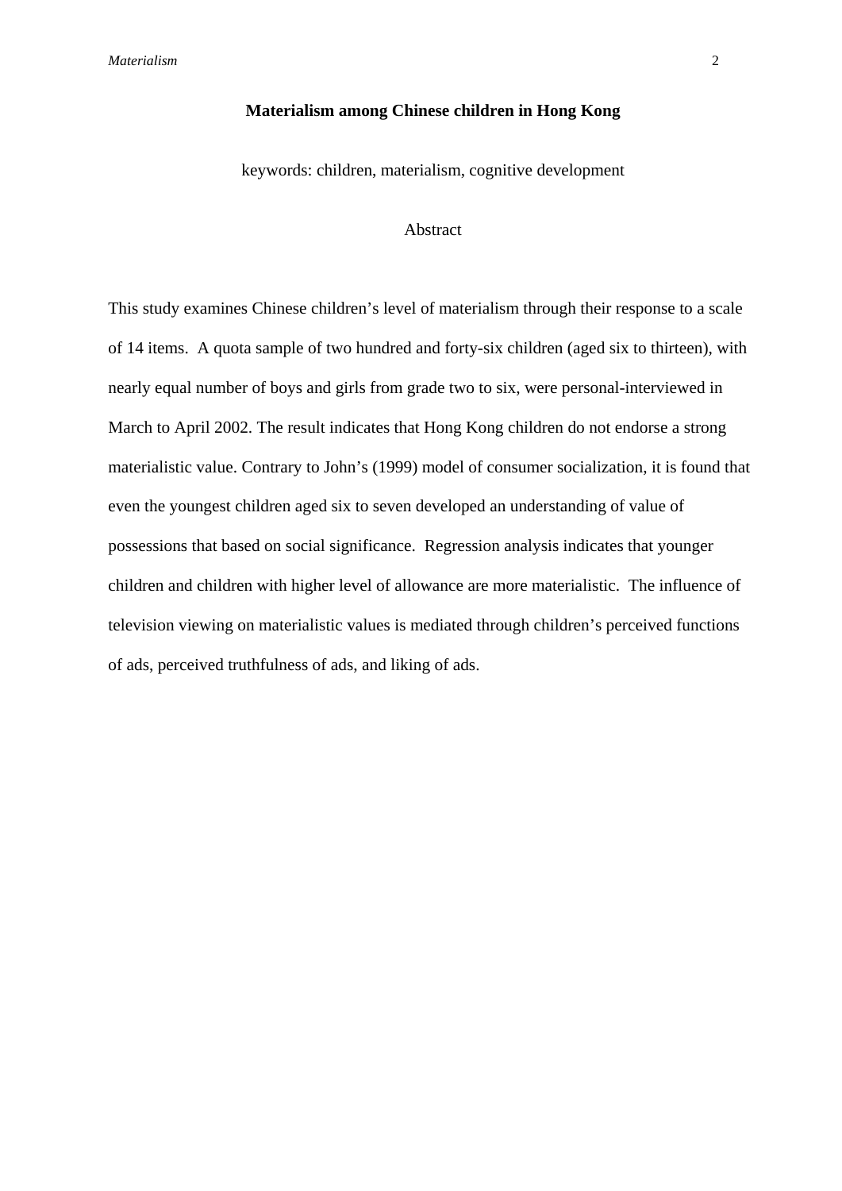**Materialism among Chinese children in Hong Kong**

keywords: children, materialism, cognitive development

Abstract

This study examines Chinese children's level of materialism through their response to a scale of 14 items. A quota sample of two hundred and forty-six children (aged six to thirteen), with nearly equal number of boys and girls from grade two to six, were personal-interviewed in March to April 2002. The result indicates that Hong Kong children do not endorse a strong materialistic value. Contrary to John's (1999) model of consumer socialization, it is found that even the youngest children aged six to seven developed an understanding of value of possessions that based on social significance. Regression analysis indicates that younger children and children with higher level of allowance are more materialistic. The influence of television viewing on materialistic values is mediated through children's perceived functions of ads, perceived truthfulness of ads, and liking of ads.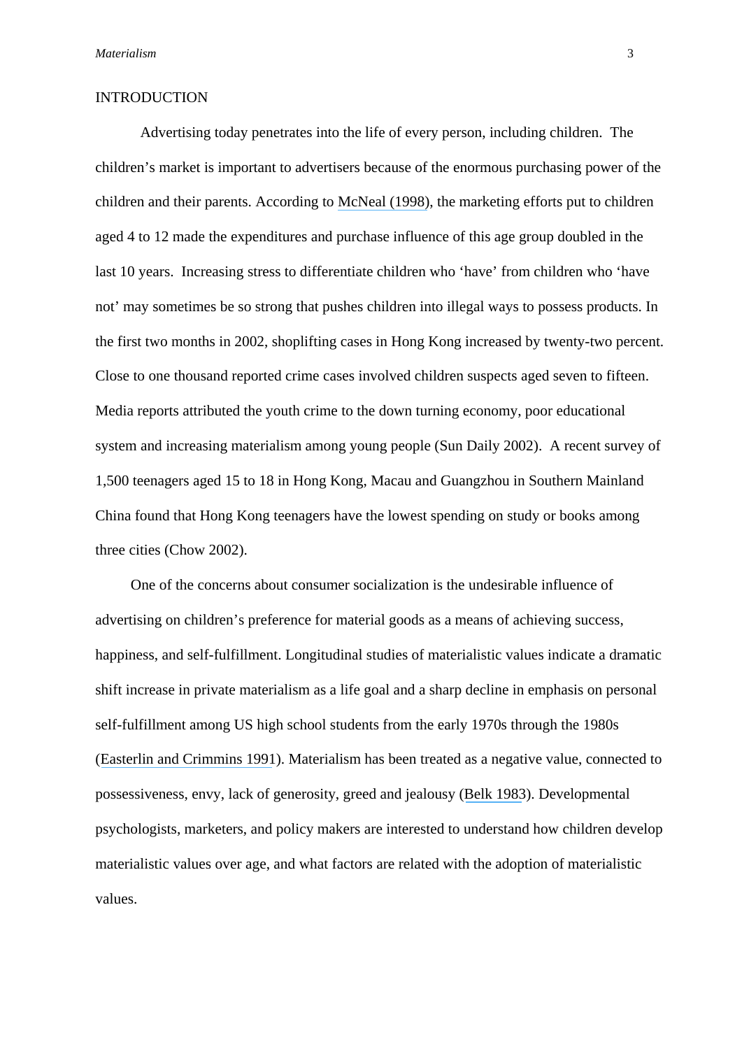## INTRODUCTION

Advertising today penetrates into the life of every person, including children. The children's market is important to advertisers because of the enormous purchasing power of the children and their parents. According to McNeal (1998), the marketing efforts put to children aged 4 to 12 made the expenditures and purchase influence of this age group doubled in the last 10 years. Increasing stress to differentiate children who 'have' from children who 'have not' may sometimes be so strong that pushes children into illegal ways to possess products. In the first two months in 2002, shoplifting cases in Hong Kong increased by twenty-two percent. Close to one thousand reported crime cases involved children suspects aged seven to fifteen. Media reports attributed the youth crime to the down turning economy, poor educational system and increasing materialism among young people (Sun Daily 2002). A recent survey of 1,500 teenagers aged 15 to 18 in Hong Kong, Macau and Guangzhou in Southern Mainland China found that Hong Kong teenagers have the lowest spending on study or books among three cities (Chow 2002).

One of the concerns about consumer socialization is the undesirable influence of advertising on children's preference for material goods as a means of achieving success, happiness, and self-fulfillment. Longitudinal studies of materialistic values indicate a dramatic shift increase in private materialism as a life goal and a sharp decline in emphasis on personal self-fulfillment among US high school students from the early 1970s through the 1980s (Easterlin and Crimmins 1991). Materialism has been treated as a negative value, connected to possessiveness, envy, lack of generosity, greed and jealousy (Belk 1983). Developmental psychologists, marketers, and policy makers are interested to understand how children develop materialistic values over age, and what factors are related with the adoption of materialistic values.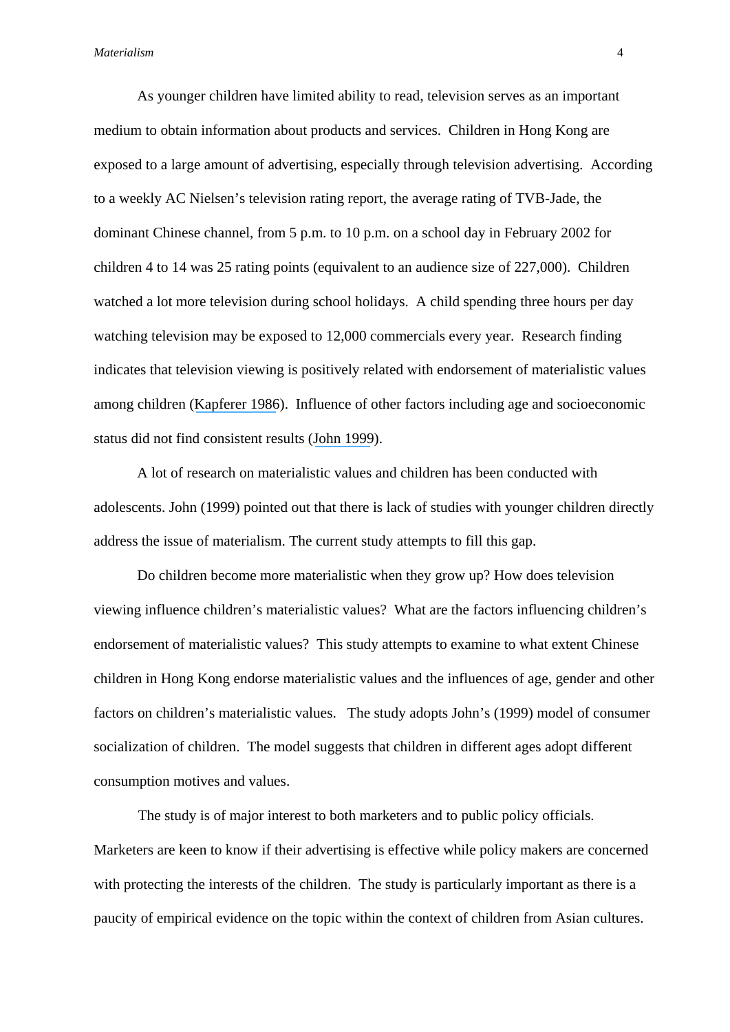As younger children have limited ability to read, television serves as an important medium to obtain information about products and services. Children in Hong Kong are exposed to a large amount of advertising, especially through television advertising. According to a weekly AC Nielsen's television rating report, the average rating of TVB-Jade, the dominant Chinese channel, from 5 p.m. to 10 p.m. on a school day in February 2002 for children 4 to 14 was 25 rating points (equivalent to an audience size of 227,000). Children watched a lot more television during school holidays. A child spending three hours per day watching television may be exposed to 12,000 commercials every year. Research finding indicates that television viewing is positively related with endorsement of materialistic values among children (Kapferer 1986). Influence of other factors including age and socioeconomic status did not find consistent results (John 1999).

A lot of research on materialistic values and children has been conducted with adolescents. John (1999) pointed out that there is lack of studies with younger children directly address the issue of materialism. The current study attempts to fill this gap.

Do children become more materialistic when they grow up? How does television viewing influence children's materialistic values? What are the factors influencing children's endorsement of materialistic values? This study attempts to examine to what extent Chinese children in Hong Kong endorse materialistic values and the influences of age, gender and other factors on children's materialistic values. The study adopts John's (1999) model of consumer socialization of children. The model suggests that children in different ages adopt different consumption motives and values.

The study is of major interest to both marketers and to public policy officials. Marketers are keen to know if their advertising is effective while policy makers are concerned with protecting the interests of the children. The study is particularly important as there is a paucity of empirical evidence on the topic within the context of children from Asian cultures.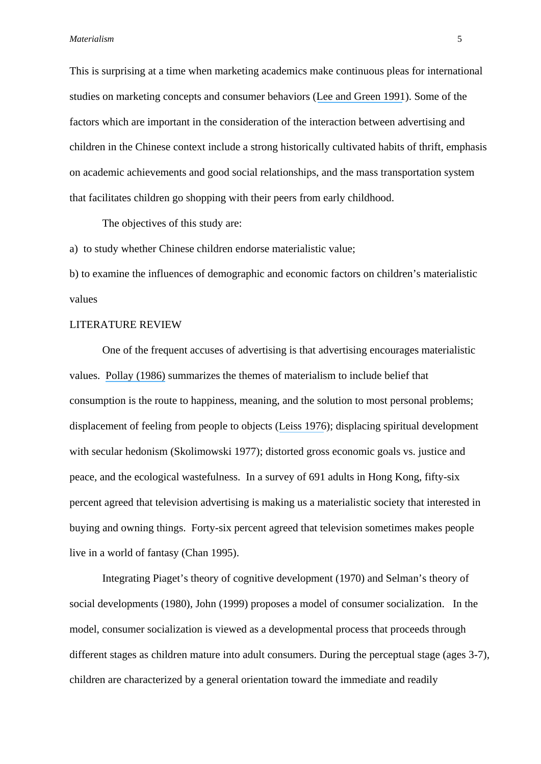This is surprising at a time when marketing academics make continuous pleas for international studies on marketing concepts and consumer behaviors (Lee and Green 1991). Some of the factors which are important in the consideration of the interaction between advertising and children in the Chinese context include a strong historically cultivated habits of thrift, emphasis on academic achievements and good social relationships, and the mass transportation system that facilitates children go shopping with their peers from early childhood.

The objectives of this study are:

a) to study whether Chinese children endorse materialistic value;

b) to examine the influences of demographic and economic factors on children's materialistic values

## LITERATURE REVIEW

One of the frequent accuses of advertising is that advertising encourages materialistic values. Pollay (1986) summarizes the themes of materialism to include belief that consumption is the route to happiness, meaning, and the solution to most personal problems; displacement of feeling from people to objects (Leiss 1976); displacing spiritual development with secular hedonism (Skolimowski 1977); distorted gross economic goals vs. justice and peace, and the ecological wastefulness. In a survey of 691 adults in Hong Kong, fifty-six percent agreed that television advertising is making us a materialistic society that interested in buying and owning things. Forty-six percent agreed that television sometimes makes people live in a world of fantasy (Chan 1995).

Integrating Piaget's theory of cognitive development (1970) and Selman's theory of social developments (1980), John (1999) proposes a model of consumer socialization. In the model, consumer socialization is viewed as a developmental process that proceeds through different stages as children mature into adult consumers. During the perceptual stage (ages 3-7), children are characterized by a general orientation toward the immediate and readily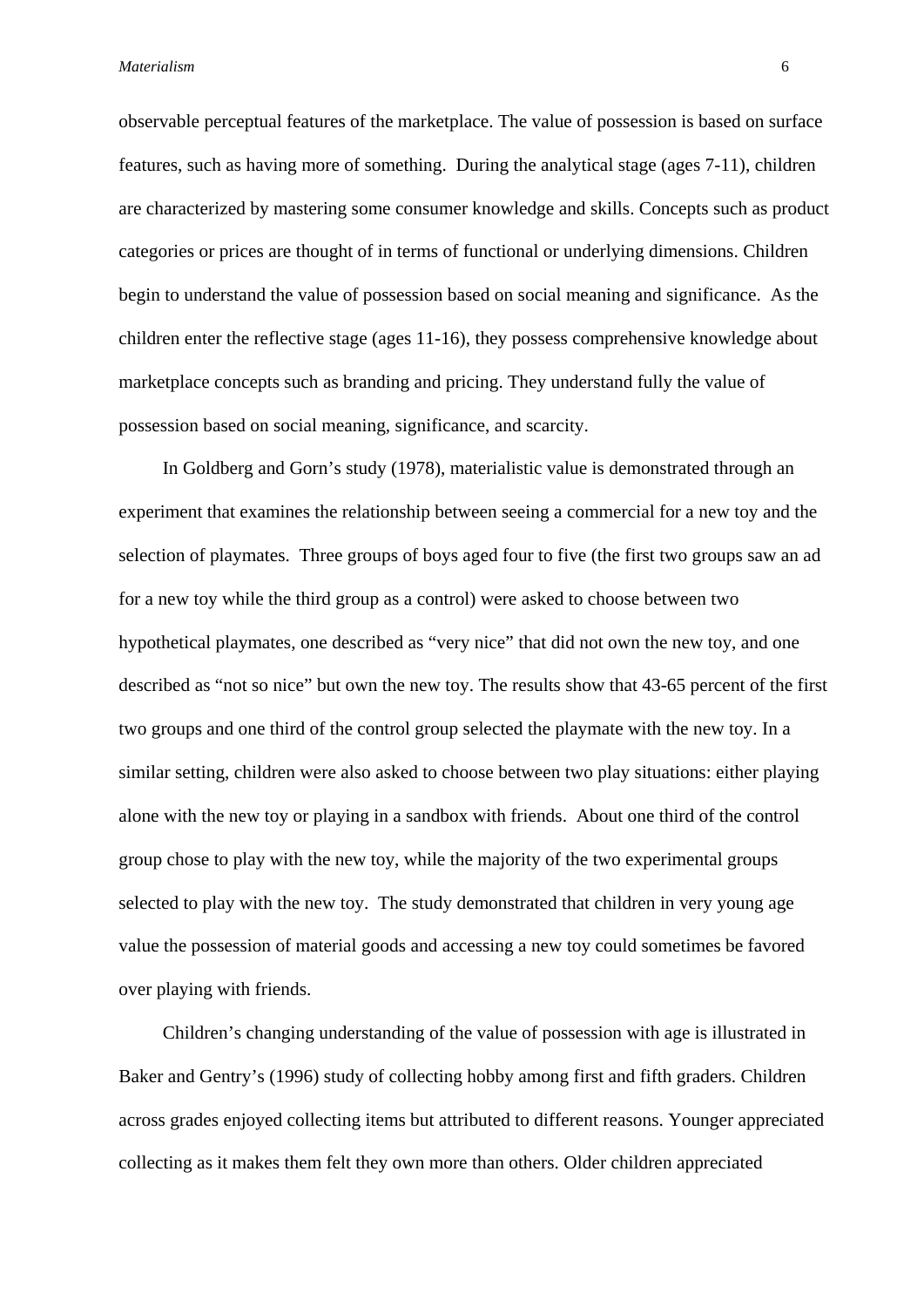observable perceptual features of the marketplace. The value of possession is based on surface features, such as having more of something. During the analytical stage (ages 7-11), children are characterized by mastering some consumer knowledge and skills. Concepts such as product categories or prices are thought of in terms of functional or underlying dimensions. Children begin to understand the value of possession based on social meaning and significance. As the children enter the reflective stage (ages 11-16), they possess comprehensive knowledge about marketplace concepts such as branding and pricing. They understand fully the value of possession based on social meaning, significance, and scarcity.

In Goldberg and Gorn's study (1978), materialistic value is demonstrated through an experiment that examines the relationship between seeing a commercial for a new toy and the selection of playmates. Three groups of boys aged four to five (the first two groups saw an ad for a new toy while the third group as a control) were asked to choose between two hypothetical playmates, one described as "very nice" that did not own the new toy, and one described as "not so nice" but own the new toy. The results show that 43-65 percent of the first two groups and one third of the control group selected the playmate with the new toy. In a similar setting, children were also asked to choose between two play situations: either playing alone with the new toy or playing in a sandbox with friends. About one third of the control group chose to play with the new toy, while the majority of the two experimental groups selected to play with the new toy. The study demonstrated that children in very young age value the possession of material goods and accessing a new toy could sometimes be favored over playing with friends.

Children's changing understanding of the value of possession with age is illustrated in Baker and Gentry's (1996) study of collecting hobby among first and fifth graders. Children across grades enjoyed collecting items but attributed to different reasons. Younger appreciated collecting as it makes them felt they own more than others. Older children appreciated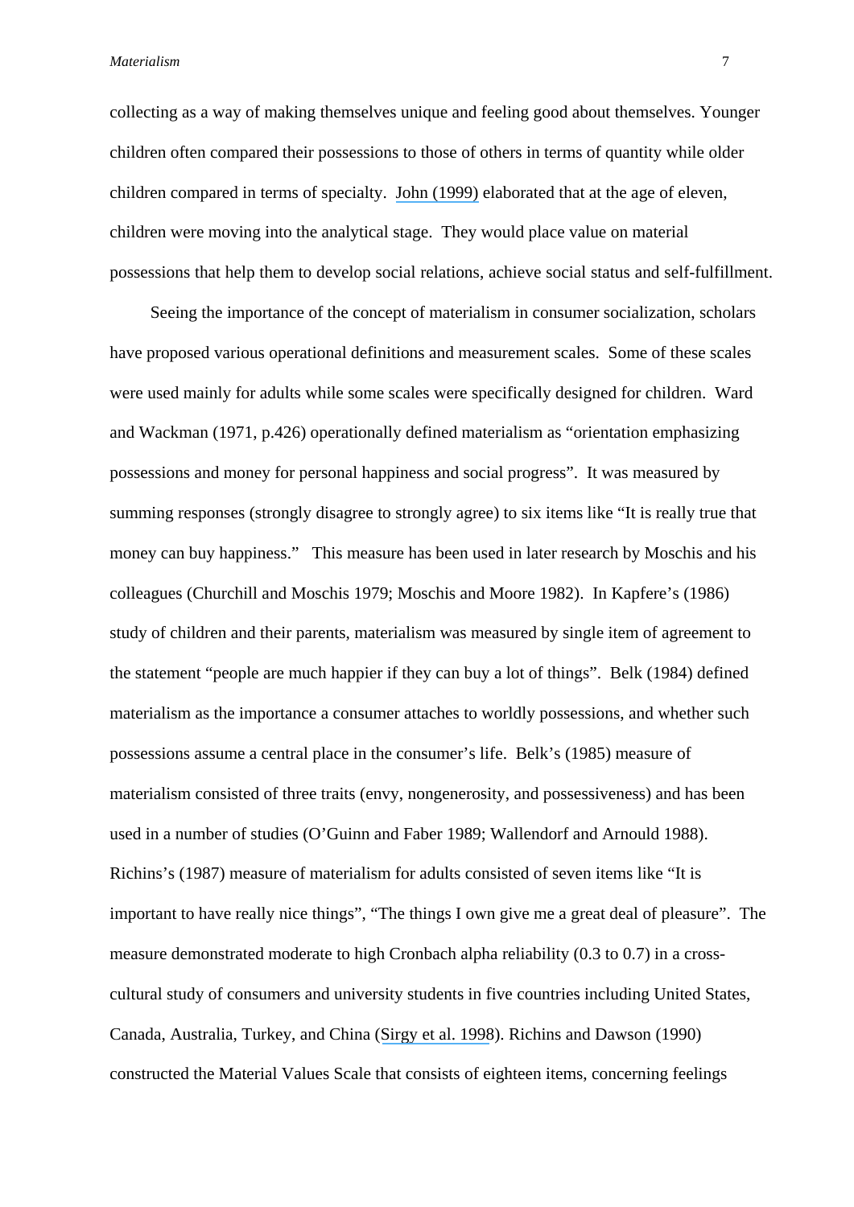collecting as a way of making themselves unique and feeling good about themselves. Younger children often compared their possessions to those of others in terms of quantity while older children compared in terms of specialty. John (1999) elaborated that at the age of eleven, children were moving into the analytical stage. They would place value on material possessions that help them to develop social relations, achieve social status and self-fulfillment.

Seeing the importance of the concept of materialism in consumer socialization, scholars have proposed various operational definitions and measurement scales. Some of these scales were used mainly for adults while some scales were specifically designed for children. Ward and Wackman (1971, p.426) operationally defined materialism as "orientation emphasizing possessions and money for personal happiness and social progress". It was measured by summing responses (strongly disagree to strongly agree) to six items like "It is really true that money can buy happiness." This measure has been used in later research by Moschis and his colleagues (Churchill and Moschis 1979; Moschis and Moore 1982). In Kapfere's (1986) study of children and their parents, materialism was measured by single item of agreement to the statement "people are much happier if they can buy a lot of things". Belk (1984) defined materialism as the importance a consumer attaches to worldly possessions, and whether such possessions assume a central place in the consumer's life. Belk's (1985) measure of materialism consisted of three traits (envy, nongenerosity, and possessiveness) and has been used in a number of studies (O'Guinn and Faber 1989; Wallendorf and Arnould 1988). Richins's (1987) measure of materialism for adults consisted of seven items like "It is important to have really nice things", "The things I own give me a great deal of pleasure". The measure demonstrated moderate to high Cronbach alpha reliability (0.3 to 0.7) in a cross-cultural study of consumers and university students in five countries including United States, Canada, Australia, Turkey, and China (Sirgy et al. 1998). Richins and Dawson (1990) constructed the Material Values Scale that consists of eighteen items, concerning feelings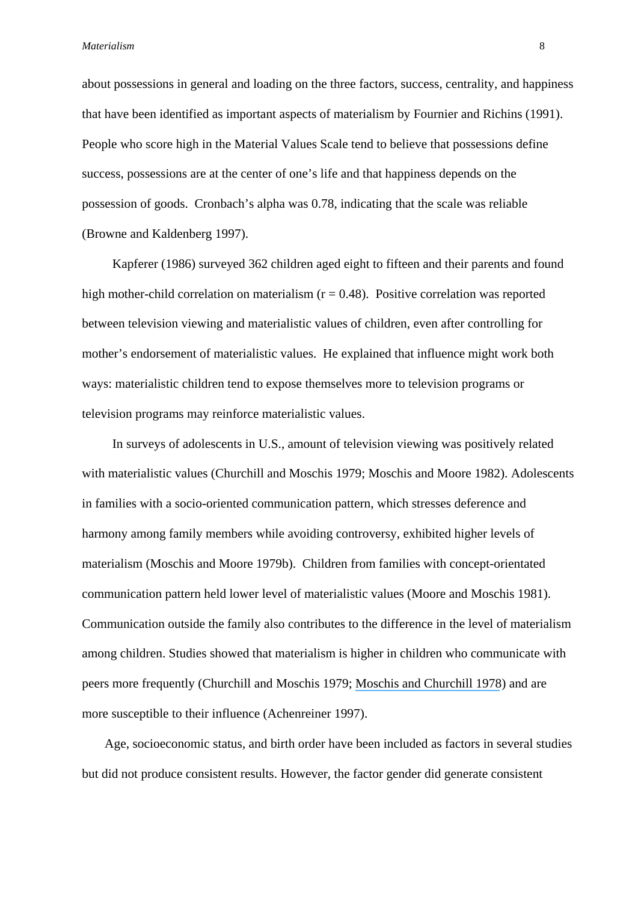about possessions in general and loading on the three factors, success, centrality, and happiness that have been identified as important aspects of materialism by Fournier and Richins (1991). People who score high in the Material Values Scale tend to believe that possessions define success, possessions are at the center of one's life and that happiness depends on the possession of goods. Cronbach's alpha was 0.78, indicating that the scale was reliable (Browne and Kaldenberg 1997).

Kapferer (1986) surveyed 362 children aged eight to fifteen and their parents and found high mother-child correlation on materialism ($r = 0.48$). Positive correlation was reported between television viewing and materialistic values of children, even after controlling for mother's endorsement of materialistic values. He explained that influence might work both ways: materialistic children tend to expose themselves more to television programs or television programs may reinforce materialistic values.

In surveys of adolescents in U.S., amount of television viewing was positively related with materialistic values (Churchill and Moschis 1979; Moschis and Moore 1982). Adolescents in families with a socio-oriented communication pattern, which stresses deference and harmony among family members while avoiding controversy, exhibited higher levels of materialism (Moschis and Moore 1979b). Children from families with concept-orientated communication pattern held lower level of materialistic values (Moore and Moschis 1981). Communication outside the family also contributes to the difference in the level of materialism among children. Studies showed that materialism is higher in children who communicate with peers more frequently (Churchill and Moschis 1979; Moschis and Churchill 1978) and are more susceptible to their influence (Achenreiner 1997).

Age, socioeconomic status, and birth order have been included as factors in several studies but did not produce consistent results. However, the factor gender did generate consistent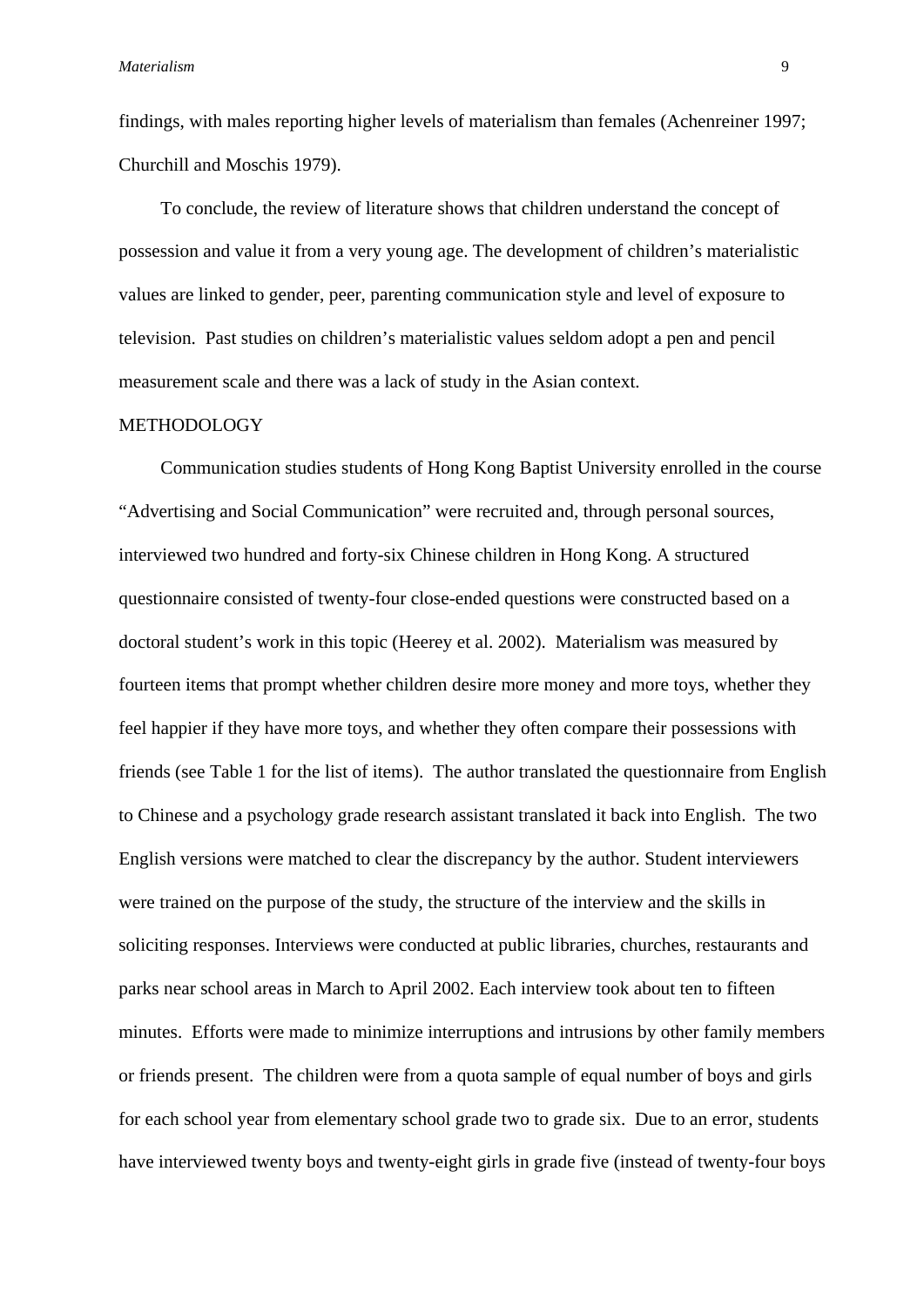findings, with males reporting higher levels of materialism than females (Achenreiner 1997; Churchill and Moschis 1979).

To conclude, the review of literature shows that children understand the concept of possession and value it from a very young age. The development of children's materialistic values are linked to gender, peer, parenting communication style and level of exposure to television. Past studies on children's materialistic values seldom adopt a pen and pencil measurement scale and there was a lack of study in the Asian context.

## METHODOLOGY

Communication studies students of Hong Kong Baptist University enrolled in the course "Advertising and Social Communication" were recruited and, through personal sources, interviewed two hundred and forty-six Chinese children in Hong Kong. A structured questionnaire consisted of twenty-four close-ended questions were constructed based on a doctoral student's work in this topic (Heerey et al. 2002). Materialism was measured by fourteen items that prompt whether children desire more money and more toys, whether they feel happier if they have more toys, and whether they often compare their possessions with friends (see Table 1 for the list of items). The author translated the questionnaire from English to Chinese and a psychology grade research assistant translated it back into English. The two English versions were matched to clear the discrepancy by the author. Student interviewers were trained on the purpose of the study, the structure of the interview and the skills in soliciting responses. Interviews were conducted at public libraries, churches, restaurants and parks near school areas in March to April 2002. Each interview took about ten to fifteen minutes. Efforts were made to minimize interruptions and intrusions by other family members or friends present. The children were from a quota sample of equal number of boys and girls for each school year from elementary school grade two to grade six. Due to an error, students have interviewed twenty boys and twenty-eight girls in grade five (instead of twenty-four boys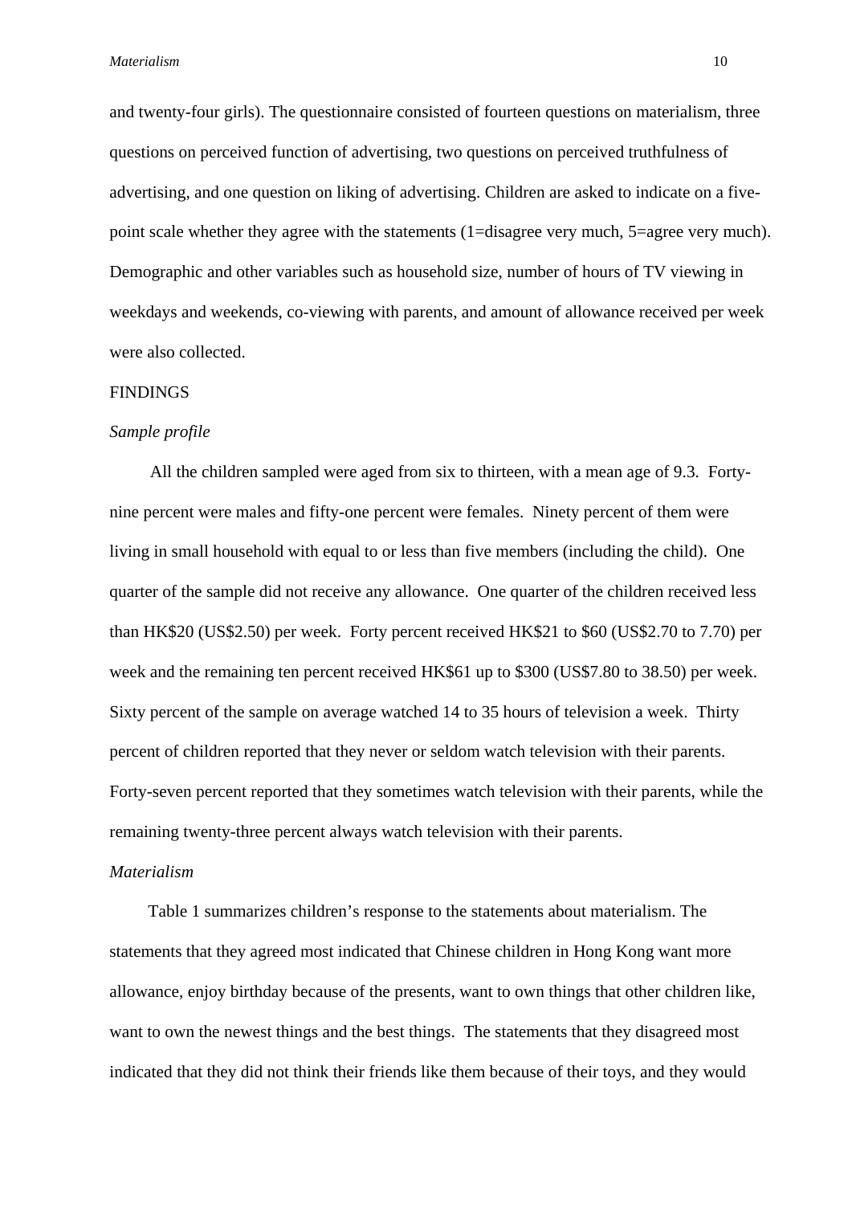and twenty-four girls). The questionnaire consisted of fourteen questions on materialism, three questions on perceived function of advertising, two questions on perceived truthfulness of advertising, and one question on liking of advertising. Children are asked to indicate on a five-point scale whether they agree with the statements (1=disagree very much, 5=agree very much). Demographic and other variables such as household size, number of hours of TV viewing in weekdays and weekends, co-viewing with parents, and amount of allowance received per week were also collected.

## FINDINGS

### *Sample profile*

All the children sampled were aged from six to thirteen, with a mean age of 9.3. Forty-nine percent were males and fifty-one percent were females. Ninety percent of them were living in small household with equal to or less than five members (including the child). One quarter of the sample did not receive any allowance. One quarter of the children received less than HK$20 (US$2.50) per week. Forty percent received HK$21 to $60 (US$2.70 to 7.70) per week and the remaining ten percent received HK$61 up to $300 (US$7.80 to 38.50) per week. Sixty percent of the sample on average watched 14 to 35 hours of television a week. Thirty percent of children reported that they never or seldom watch television with their parents. Forty-seven percent reported that they sometimes watch television with their parents, while the remaining twenty-three percent always watch television with their parents.

### *Materialism*

Table 1 summarizes children's response to the statements about materialism. The statements that they agreed most indicated that Chinese children in Hong Kong want more allowance, enjoy birthday because of the presents, want to own things that other children like, want to own the newest things and the best things. The statements that they disagreed most indicated that they did not think their friends like them because of their toys, and they would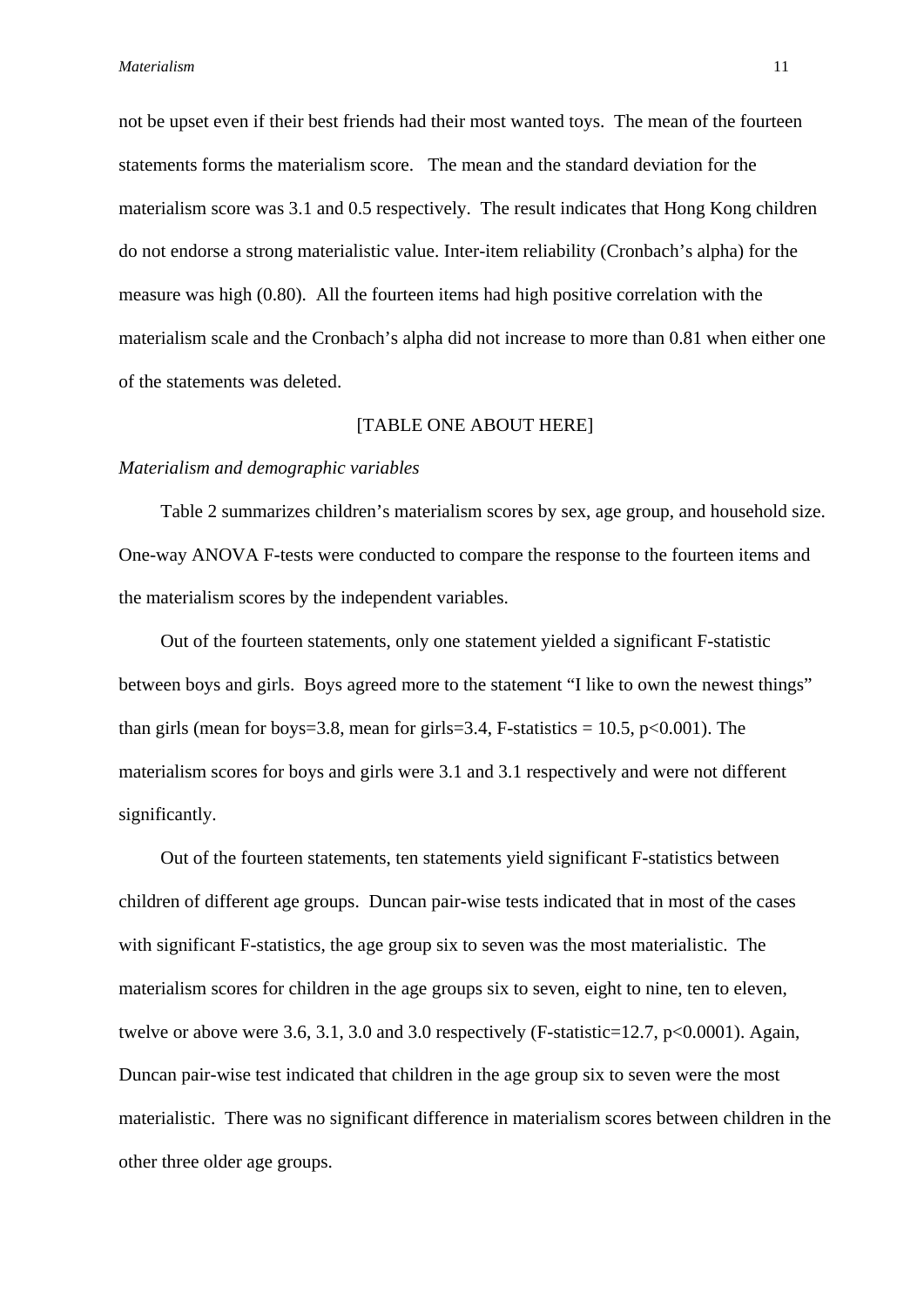not be upset even if their best friends had their most wanted toys. The mean of the fourteen statements forms the materialism score. The mean and the standard deviation for the materialism score was 3.1 and 0.5 respectively. The result indicates that Hong Kong children do not endorse a strong materialistic value. Inter-item reliability (Cronbach's alpha) for the measure was high (0.80). All the fourteen items had high positive correlation with the materialism scale and the Cronbach's alpha did not increase to more than 0.81 when either one of the statements was deleted.

[TABLE ONE ABOUT HERE]

*Materialism and demographic variables*

Table 2 summarizes children's materialism scores by sex, age group, and household size. One-way ANOVA F-tests were conducted to compare the response to the fourteen items and the materialism scores by the independent variables.

Out of the fourteen statements, only one statement yielded a significant F-statistic between boys and girls. Boys agreed more to the statement "I like to own the newest things" than girls (mean for boys=3.8, mean for girls=3.4, F-statistics = 10.5, $p<0.001$). The materialism scores for boys and girls were 3.1 and 3.1 respectively and were not different significantly.

Out of the fourteen statements, ten statements yield significant F-statistics between children of different age groups. Duncan pair-wise tests indicated that in most of the cases with significant F-statistics, the age group six to seven was the most materialistic. The materialism scores for children in the age groups six to seven, eight to nine, ten to eleven, twelve or above were 3.6, 3.1, 3.0 and 3.0 respectively (F-statistic=12.7, $p<0.0001$). Again, Duncan pair-wise test indicated that children in the age group six to seven were the most materialistic. There was no significant difference in materialism scores between children in the other three older age groups.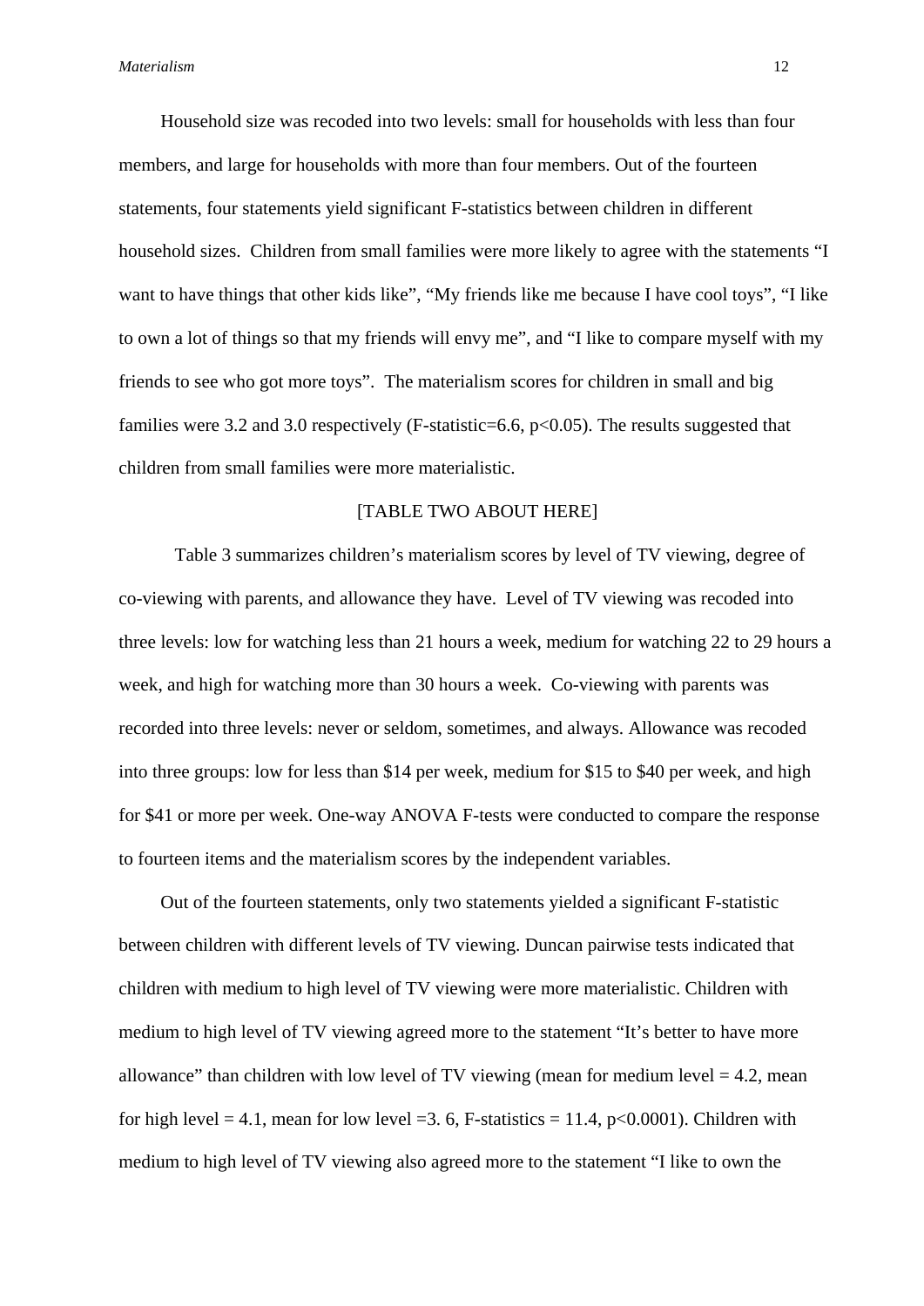Household size was recoded into two levels: small for households with less than four members, and large for households with more than four members. Out of the fourteen statements, four statements yield significant F-statistics between children in different household sizes. Children from small families were more likely to agree with the statements "I want to have things that other kids like", "My friends like me because I have cool toys", "I like to own a lot of things so that my friends will envy me", and "I like to compare myself with my friends to see who got more toys". The materialism scores for children in small and big families were 3.2 and 3.0 respectively (F-statistic=6.6, $p<0.05$). The results suggested that children from small families were more materialistic.

[TABLE TWO ABOUT HERE]

Table 3 summarizes children's materialism scores by level of TV viewing, degree of co-viewing with parents, and allowance they have. Level of TV viewing was recoded into three levels: low for watching less than 21 hours a week, medium for watching 22 to 29 hours a week, and high for watching more than 30 hours a week. Co-viewing with parents was recorded into three levels: never or seldom, sometimes, and always. Allowance was recoded into three groups: low for less than $14 per week, medium for $15 to $40 per week, and high for $41 or more per week. One-way ANOVA F-tests were conducted to compare the response to fourteen items and the materialism scores by the independent variables.

Out of the fourteen statements, only two statements yielded a significant F-statistic between children with different levels of TV viewing. Duncan pairwise tests indicated that children with medium to high level of TV viewing were more materialistic. Children with medium to high level of TV viewing agreed more to the statement "It's better to have more allowance" than children with low level of TV viewing (mean for medium level = 4.2, mean for high level = 4.1, mean for low level =3. 6, F-statistics = 11.4, $p<0.0001$). Children with medium to high level of TV viewing also agreed more to the statement "I like to own the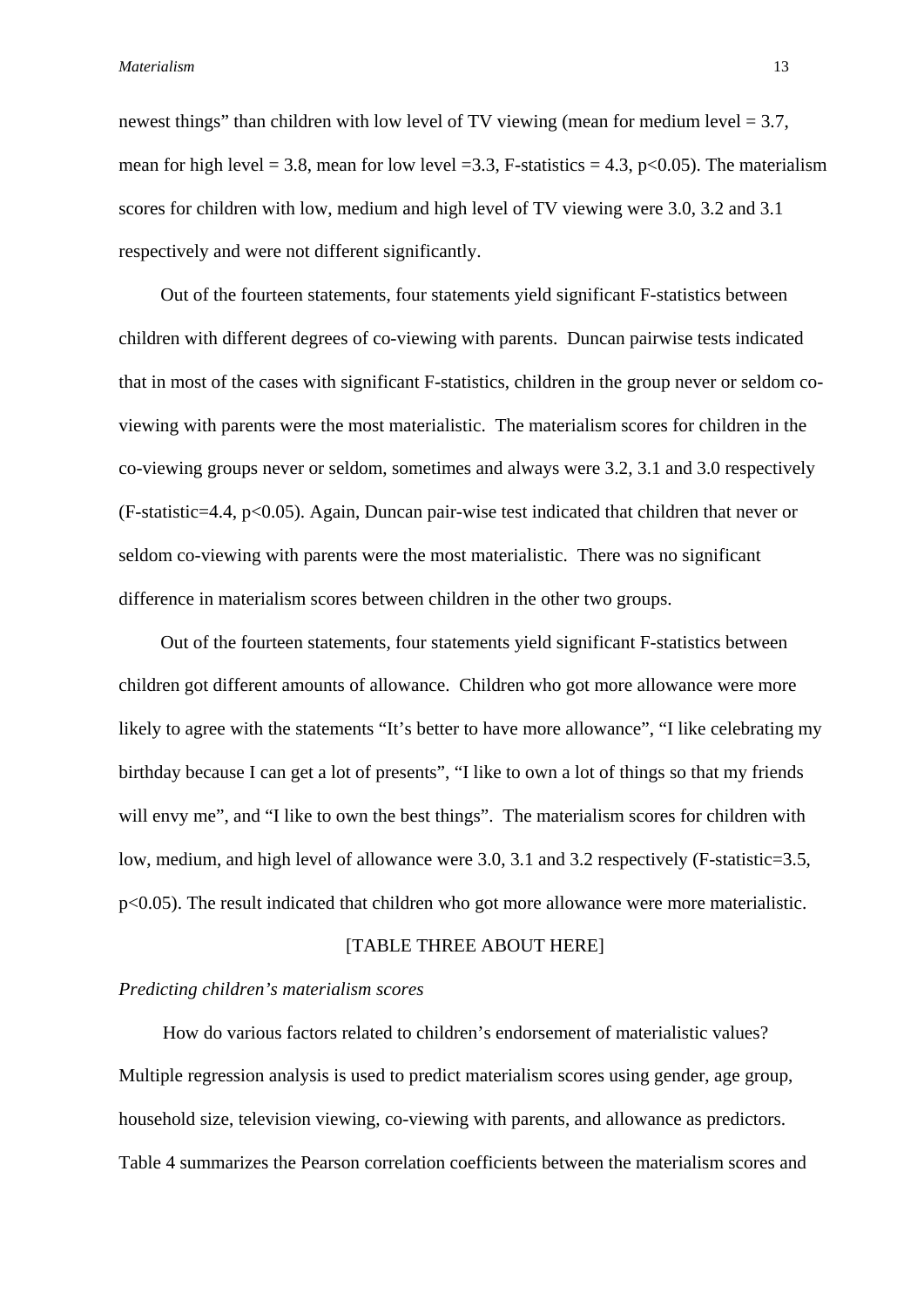newest things" than children with low level of TV viewing (mean for medium level = 3.7, mean for high level = 3.8, mean for low level =3.3, F-statistics = 4.3, $p<0.05$). The materialism scores for children with low, medium and high level of TV viewing were 3.0, 3.2 and 3.1 respectively and were not different significantly.

Out of the fourteen statements, four statements yield significant F-statistics between children with different degrees of co-viewing with parents. Duncan pairwise tests indicated that in most of the cases with significant F-statistics, children in the group never or seldom co-viewing with parents were the most materialistic. The materialism scores for children in the co-viewing groups never or seldom, sometimes and always were 3.2, 3.1 and 3.0 respectively (F-statistic=4.4, $p<0.05$). Again, Duncan pair-wise test indicated that children that never or seldom co-viewing with parents were the most materialistic. There was no significant difference in materialism scores between children in the other two groups.

Out of the fourteen statements, four statements yield significant F-statistics between children got different amounts of allowance. Children who got more allowance were more likely to agree with the statements "It's better to have more allowance", "I like celebrating my birthday because I can get a lot of presents", "I like to own a lot of things so that my friends will envy me", and "I like to own the best things". The materialism scores for children with low, medium, and high level of allowance were 3.0, 3.1 and 3.2 respectively (F-statistic=3.5, $p<0.05$). The result indicated that children who got more allowance were more materialistic.

[TABLE THREE ABOUT HERE]

*Predicting children's materialism scores*

How do various factors related to children's endorsement of materialistic values? Multiple regression analysis is used to predict materialism scores using gender, age group, household size, television viewing, co-viewing with parents, and allowance as predictors. Table 4 summarizes the Pearson correlation coefficients between the materialism scores and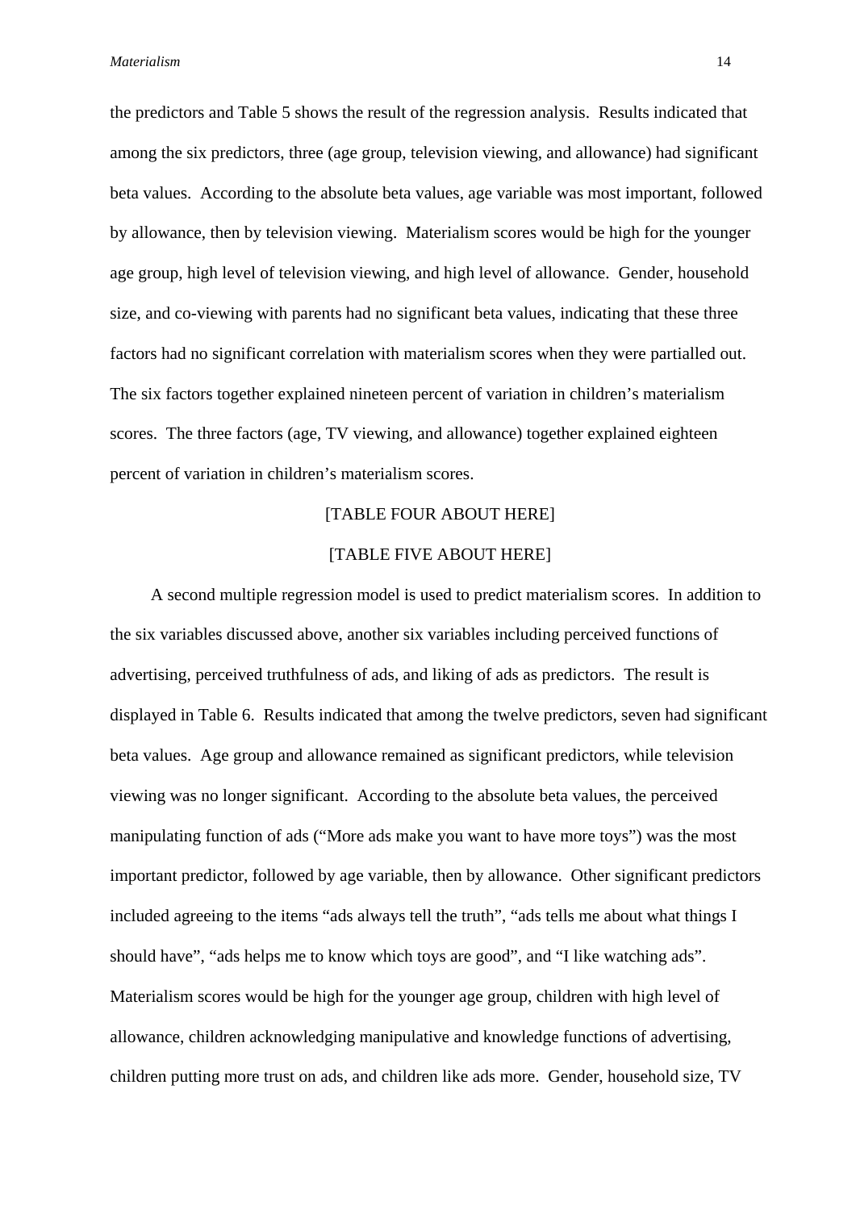the predictors and Table 5 shows the result of the regression analysis. Results indicated that among the six predictors, three (age group, television viewing, and allowance) had significant beta values. According to the absolute beta values, age variable was most important, followed by allowance, then by television viewing. Materialism scores would be high for the younger age group, high level of television viewing, and high level of allowance. Gender, household size, and co-viewing with parents had no significant beta values, indicating that these three factors had no significant correlation with materialism scores when they were partialled out. The six factors together explained nineteen percent of variation in children's materialism scores. The three factors (age, TV viewing, and allowance) together explained eighteen percent of variation in children's materialism scores.

[TABLE FOUR ABOUT HERE]

[TABLE FIVE ABOUT HERE]

A second multiple regression model is used to predict materialism scores. In addition to the six variables discussed above, another six variables including perceived functions of advertising, perceived truthfulness of ads, and liking of ads as predictors. The result is displayed in Table 6. Results indicated that among the twelve predictors, seven had significant beta values. Age group and allowance remained as significant predictors, while television viewing was no longer significant. According to the absolute beta values, the perceived manipulating function of ads ("More ads make you want to have more toys") was the most important predictor, followed by age variable, then by allowance. Other significant predictors included agreeing to the items "ads always tell the truth", "ads tells me about what things I should have", "ads helps me to know which toys are good", and "I like watching ads". Materialism scores would be high for the younger age group, children with high level of allowance, children acknowledging manipulative and knowledge functions of advertising, children putting more trust on ads, and children like ads more. Gender, household size, TV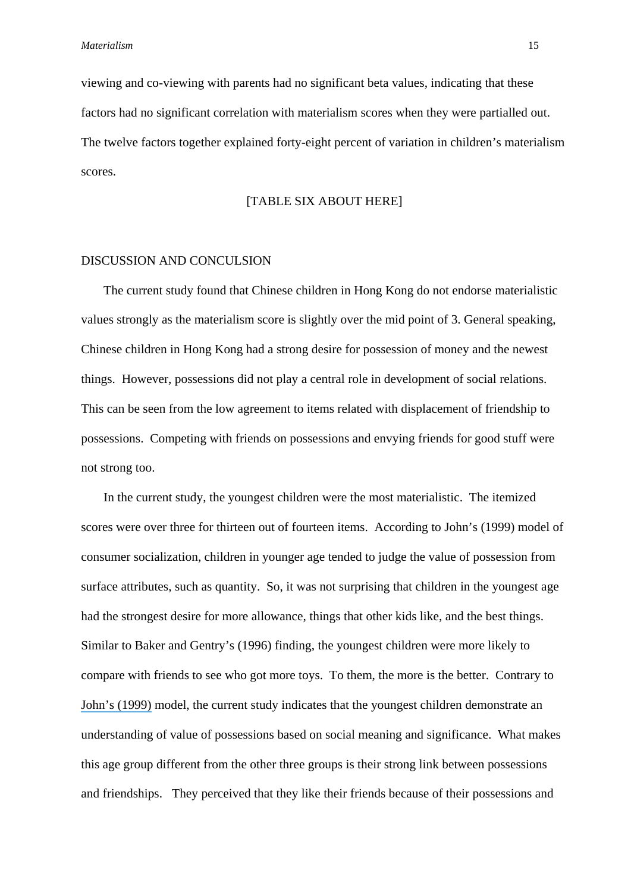viewing and co-viewing with parents had no significant beta values, indicating that these factors had no significant correlation with materialism scores when they were partialled out. The twelve factors together explained forty-eight percent of variation in children's materialism scores.

[TABLE SIX ABOUT HERE]

## DISCUSSION AND CONCULSION

The current study found that Chinese children in Hong Kong do not endorse materialistic values strongly as the materialism score is slightly over the mid point of 3. General speaking, Chinese children in Hong Kong had a strong desire for possession of money and the newest things. However, possessions did not play a central role in development of social relations. This can be seen from the low agreement to items related with displacement of friendship to possessions. Competing with friends on possessions and envying friends for good stuff were not strong too.

In the current study, the youngest children were the most materialistic. The itemized scores were over three for thirteen out of fourteen items. According to John's (1999) model of consumer socialization, children in younger age tended to judge the value of possession from surface attributes, such as quantity. So, it was not surprising that children in the youngest age had the strongest desire for more allowance, things that other kids like, and the best things. Similar to Baker and Gentry's (1996) finding, the youngest children were more likely to compare with friends to see who got more toys. To them, the more is the better. Contrary to John's (1999) model, the current study indicates that the youngest children demonstrate an understanding of value of possessions based on social meaning and significance. What makes this age group different from the other three groups is their strong link between possessions and friendships. They perceived that they like their friends because of their possessions and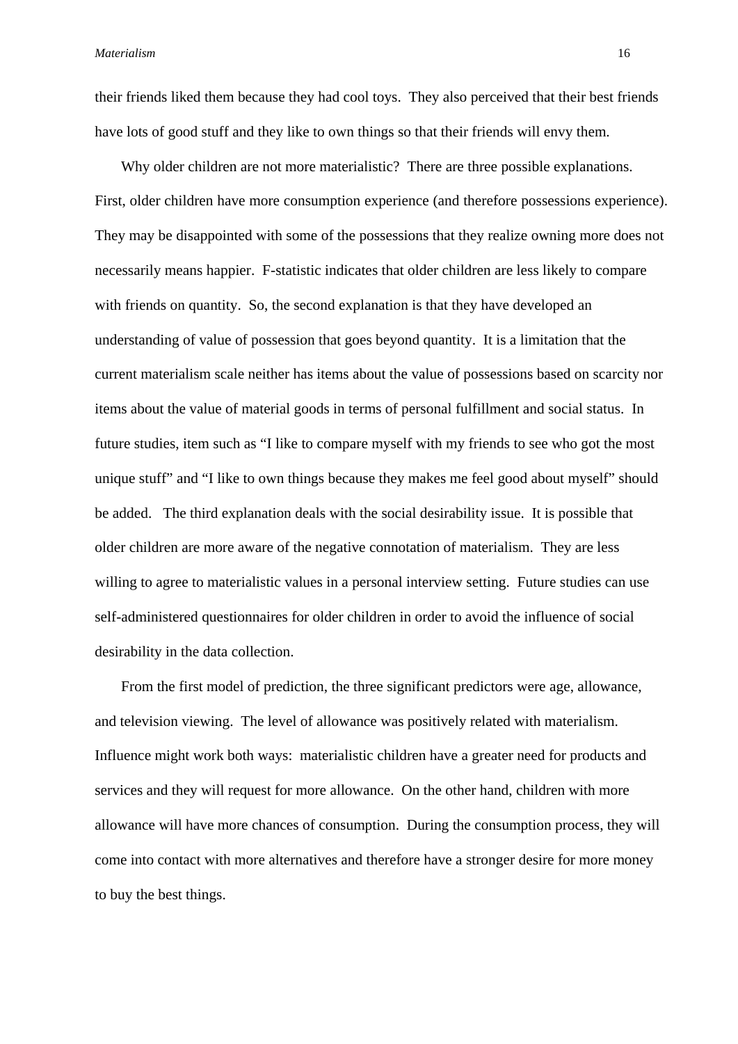their friends liked them because they had cool toys. They also perceived that their best friends have lots of good stuff and they like to own things so that their friends will envy them.

Why older children are not more materialistic? There are three possible explanations. First, older children have more consumption experience (and therefore possessions experience). They may be disappointed with some of the possessions that they realize owning more does not necessarily means happier. F-statistic indicates that older children are less likely to compare with friends on quantity. So, the second explanation is that they have developed an understanding of value of possession that goes beyond quantity. It is a limitation that the current materialism scale neither has items about the value of possessions based on scarcity nor items about the value of material goods in terms of personal fulfillment and social status. In future studies, item such as "I like to compare myself with my friends to see who got the most unique stuff" and "I like to own things because they makes me feel good about myself" should be added. The third explanation deals with the social desirability issue. It is possible that older children are more aware of the negative connotation of materialism. They are less willing to agree to materialistic values in a personal interview setting. Future studies can use self-administered questionnaires for older children in order to avoid the influence of social desirability in the data collection.

From the first model of prediction, the three significant predictors were age, allowance, and television viewing. The level of allowance was positively related with materialism. Influence might work both ways: materialistic children have a greater need for products and services and they will request for more allowance. On the other hand, children with more allowance will have more chances of consumption. During the consumption process, they will come into contact with more alternatives and therefore have a stronger desire for more money to buy the best things.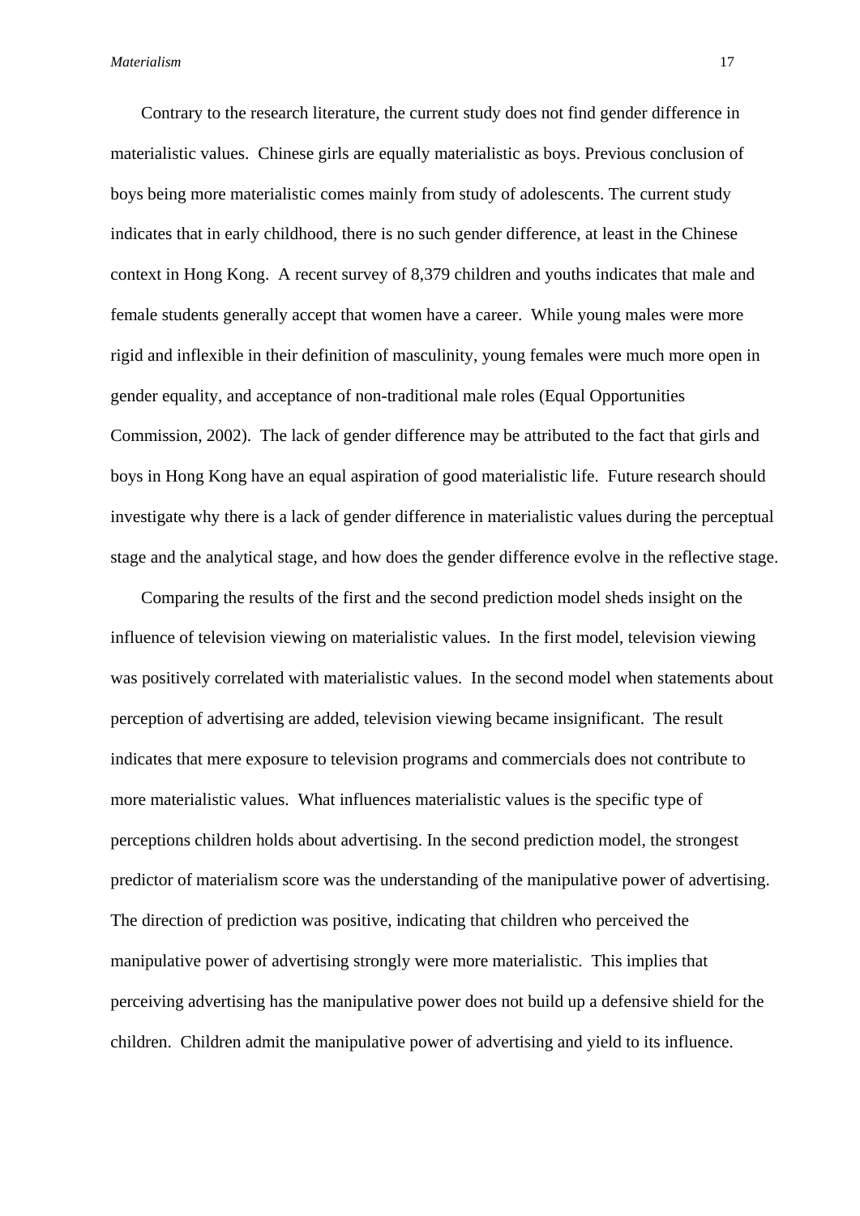Contrary to the research literature, the current study does not find gender difference in materialistic values. Chinese girls are equally materialistic as boys. Previous conclusion of boys being more materialistic comes mainly from study of adolescents. The current study indicates that in early childhood, there is no such gender difference, at least in the Chinese context in Hong Kong. A recent survey of 8,379 children and youths indicates that male and female students generally accept that women have a career. While young males were more rigid and inflexible in their definition of masculinity, young females were much more open in gender equality, and acceptance of non-traditional male roles (Equal Opportunities Commission, 2002). The lack of gender difference may be attributed to the fact that girls and boys in Hong Kong have an equal aspiration of good materialistic life. Future research should investigate why there is a lack of gender difference in materialistic values during the perceptual stage and the analytical stage, and how does the gender difference evolve in the reflective stage.

Comparing the results of the first and the second prediction model sheds insight on the influence of television viewing on materialistic values. In the first model, television viewing was positively correlated with materialistic values. In the second model when statements about perception of advertising are added, television viewing became insignificant. The result indicates that mere exposure to television programs and commercials does not contribute to more materialistic values. What influences materialistic values is the specific type of perceptions children holds about advertising. In the second prediction model, the strongest predictor of materialism score was the understanding of the manipulative power of advertising. The direction of prediction was positive, indicating that children who perceived the manipulative power of advertising strongly were more materialistic. This implies that perceiving advertising has the manipulative power does not build up a defensive shield for the children. Children admit the manipulative power of advertising and yield to its influence.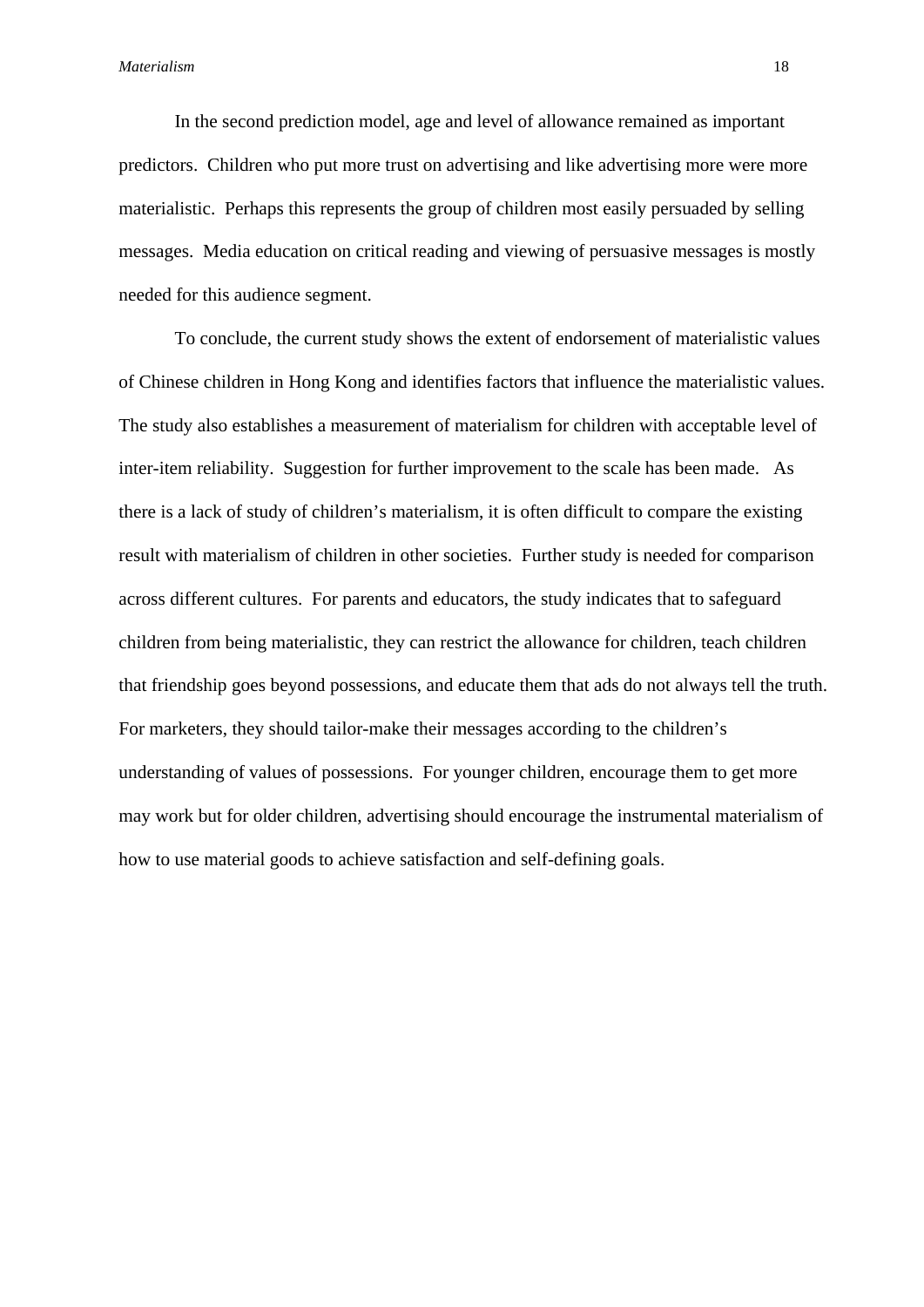In the second prediction model, age and level of allowance remained as important predictors. Children who put more trust on advertising and like advertising more were more materialistic. Perhaps this represents the group of children most easily persuaded by selling messages. Media education on critical reading and viewing of persuasive messages is mostly needed for this audience segment.

To conclude, the current study shows the extent of endorsement of materialistic values of Chinese children in Hong Kong and identifies factors that influence the materialistic values. The study also establishes a measurement of materialism for children with acceptable level of inter-item reliability. Suggestion for further improvement to the scale has been made. As there is a lack of study of children's materialism, it is often difficult to compare the existing result with materialism of children in other societies. Further study is needed for comparison across different cultures. For parents and educators, the study indicates that to safeguard children from being materialistic, they can restrict the allowance for children, teach children that friendship goes beyond possessions, and educate them that ads do not always tell the truth. For marketers, they should tailor-make their messages according to the children's understanding of values of possessions. For younger children, encourage them to get more may work but for older children, advertising should encourage the instrumental materialism of how to use material goods to achieve satisfaction and self-defining goals.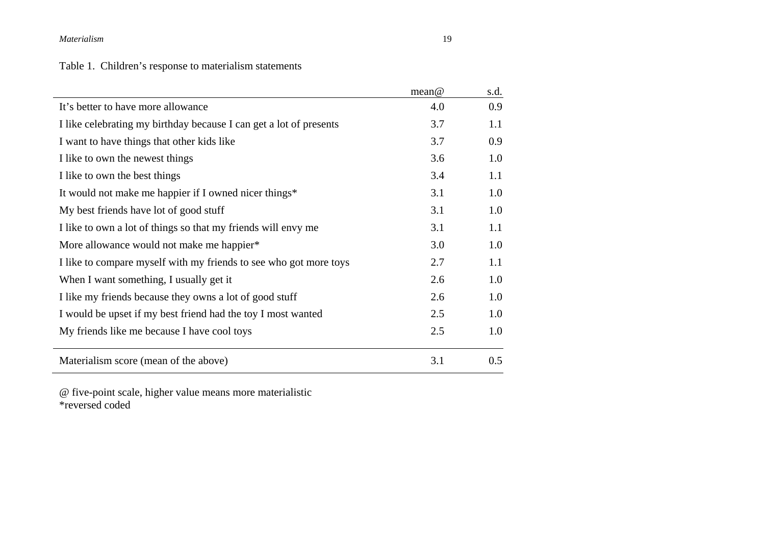Table 1. Children's response to materialism statements

| | mean@ | s.d. |
|---|---|---|
| It's better to have more allowance | 4.0 | 0.9 |
| I like celebrating my birthday because I can get a lot of presents | 3.7 | 1.1 |
| I want to have things that other kids like | 3.7 | 0.9 |
| I like to own the newest things | 3.6 | 1.0 |
| I like to own the best things | 3.4 | 1.1 |
| It would not make me happier if I owned nicer things* | 3.1 | 1.0 |
| My best friends have lot of good stuff | 3.1 | 1.0 |
| I like to own a lot of things so that my friends will envy me | 3.1 | 1.1 |
| More allowance would not make me happier* | 3.0 | 1.0 |
| I like to compare myself with my friends to see who got more toys | 2.7 | 1.1 |
| When I want something, I usually get it | 2.6 | 1.0 |
| I like my friends because they owns a lot of good stuff | 2.6 | 1.0 |
| I would be upset if my best friend had the toy I most wanted | 2.5 | 1.0 |
| My friends like me because I have cool toys | 2.5 | 1.0 |
| Materialism score (mean of the above) | 3.1 | 0.5 |

@ five-point scale, higher value means more materialistic
*reversed coded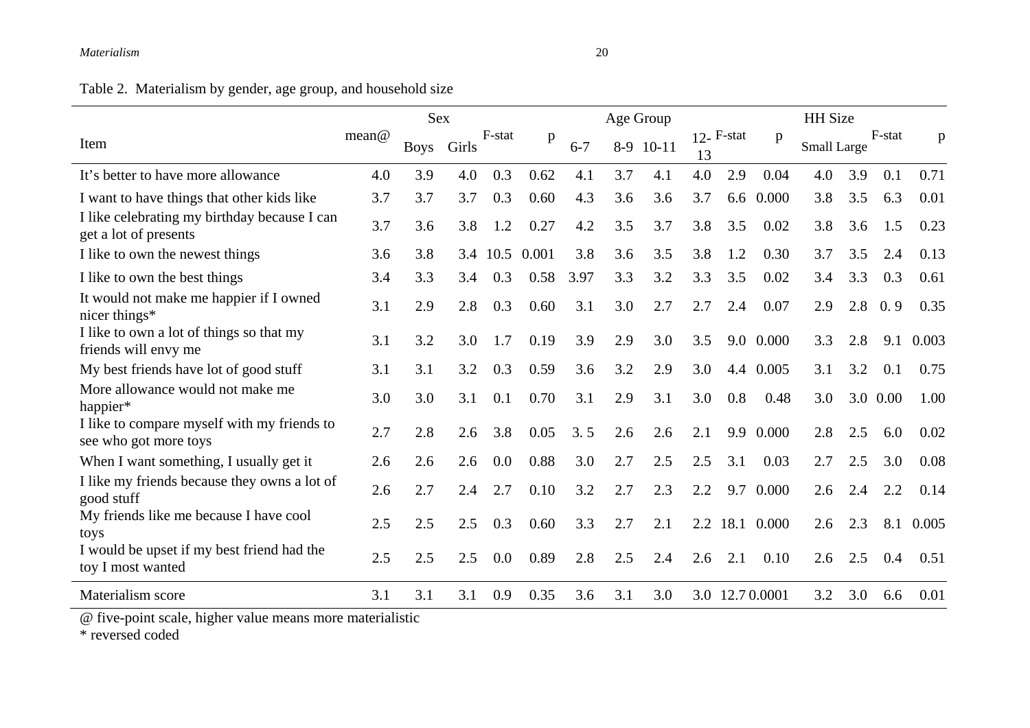Table 2. Materialism by gender, age group, and household size

| Item | mean@ | Sex | | | | Age Group | | | | | | HH Size | | | |
|---|---|---|---|---|---|---|---|---|---|---|---|---|---|---|---|
| | | Boys | Girls | F-stat | p | 6-7 | 8-9 | 10-11 | 12-13 | F-stat | p | Small | Large | F-stat | p |
| It's better to have more allowance | 4.0 | 3.9 | 4.0 | 0.3 | 0.62 | 4.1 | 3.7 | 4.1 | 4.0 | 2.9 | 0.04 | 4.0 | 3.9 | 0.1 | 0.71 |
| I want to have things that other kids like | 3.7 | 3.7 | 3.7 | 0.3 | 0.60 | 4.3 | 3.6 | 3.6 | 3.7 | 6.6 | 0.000 | 3.8 | 3.5 | 6.3 | 0.01 |
| I like celebrating my birthday because I can get a lot of presents | 3.7 | 3.6 | 3.8 | 1.2 | 0.27 | 4.2 | 3.5 | 3.7 | 3.8 | 3.5 | 0.02 | 3.8 | 3.6 | 1.5 | 0.23 |
| I like to own the newest things | 3.6 | 3.8 | 3.4 | 10.5 | 0.001 | 3.8 | 3.6 | 3.5 | 3.8 | 1.2 | 0.30 | 3.7 | 3.5 | 2.4 | 0.13 |
| I like to own the best things | 3.4 | 3.3 | 3.4 | 0.3 | 0.58 | 3.97 | 3.3 | 3.2 | 3.3 | 3.5 | 0.02 | 3.4 | 3.3 | 0.3 | 0.61 |
| It would not make me happier if I owned nicer things* | 3.1 | 2.9 | 2.8 | 0.3 | 0.60 | 3.1 | 3.0 | 2.7 | 2.7 | 2.4 | 0.07 | 2.9 | 2.8 | 0. 9 | 0.35 |
| I like to own a lot of things so that my friends will envy me | 3.1 | 3.2 | 3.0 | 1.7 | 0.19 | 3.9 | 2.9 | 3.0 | 3.5 | 9.0 | 0.000 | 3.3 | 2.8 | 9.1 | 0.003 |
| My best friends have lot of good stuff | 3.1 | 3.1 | 3.2 | 0.3 | 0.59 | 3.6 | 3.2 | 2.9 | 3.0 | 4.4 | 0.005 | 3.1 | 3.2 | 0.1 | 0.75 |
| More allowance would not make me happier* | 3.0 | 3.0 | 3.1 | 0.1 | 0.70 | 3.1 | 2.9 | 3.1 | 3.0 | 0.8 | 0.48 | 3.0 | 3.0 | 0.00 | 1.00 |
| I like to compare myself with my friends to see who got more toys | 2.7 | 2.8 | 2.6 | 3.8 | 0.05 | 3. 5 | 2.6 | 2.6 | 2.1 | 9.9 | 0.000 | 2.8 | 2.5 | 6.0 | 0.02 |
| When I want something, I usually get it | 2.6 | 2.6 | 2.6 | 0.0 | 0.88 | 3.0 | 2.7 | 2.5 | 2.5 | 3.1 | 0.03 | 2.7 | 2.5 | 3.0 | 0.08 |
| I like my friends because they owns a lot of good stuff | 2.6 | 2.7 | 2.4 | 2.7 | 0.10 | 3.2 | 2.7 | 2.3 | 2.2 | 9.7 | 0.000 | 2.6 | 2.4 | 2.2 | 0.14 |
| My friends like me because I have cool toys | 2.5 | 2.5 | 2.5 | 0.3 | 0.60 | 3.3 | 2.7 | 2.1 | 2.2 | 18.1 | 0.000 | 2.6 | 2.3 | 8.1 | 0.005 |
| I would be upset if my best friend had the toy I most wanted | 2.5 | 2.5 | 2.5 | 0.0 | 0.89 | 2.8 | 2.5 | 2.4 | 2.6 | 2.1 | 0.10 | 2.6 | 2.5 | 0.4 | 0.51 |
| Materialism score | 3.1 | 3.1 | 3.1 | 0.9 | 0.35 | 3.6 | 3.1 | 3.0 | 3.0 | 12.7 | 0.0001 | 3.2 | 3.0 | 6.6 | 0.01 |

@ five-point scale, higher value means more materialistic
* reversed coded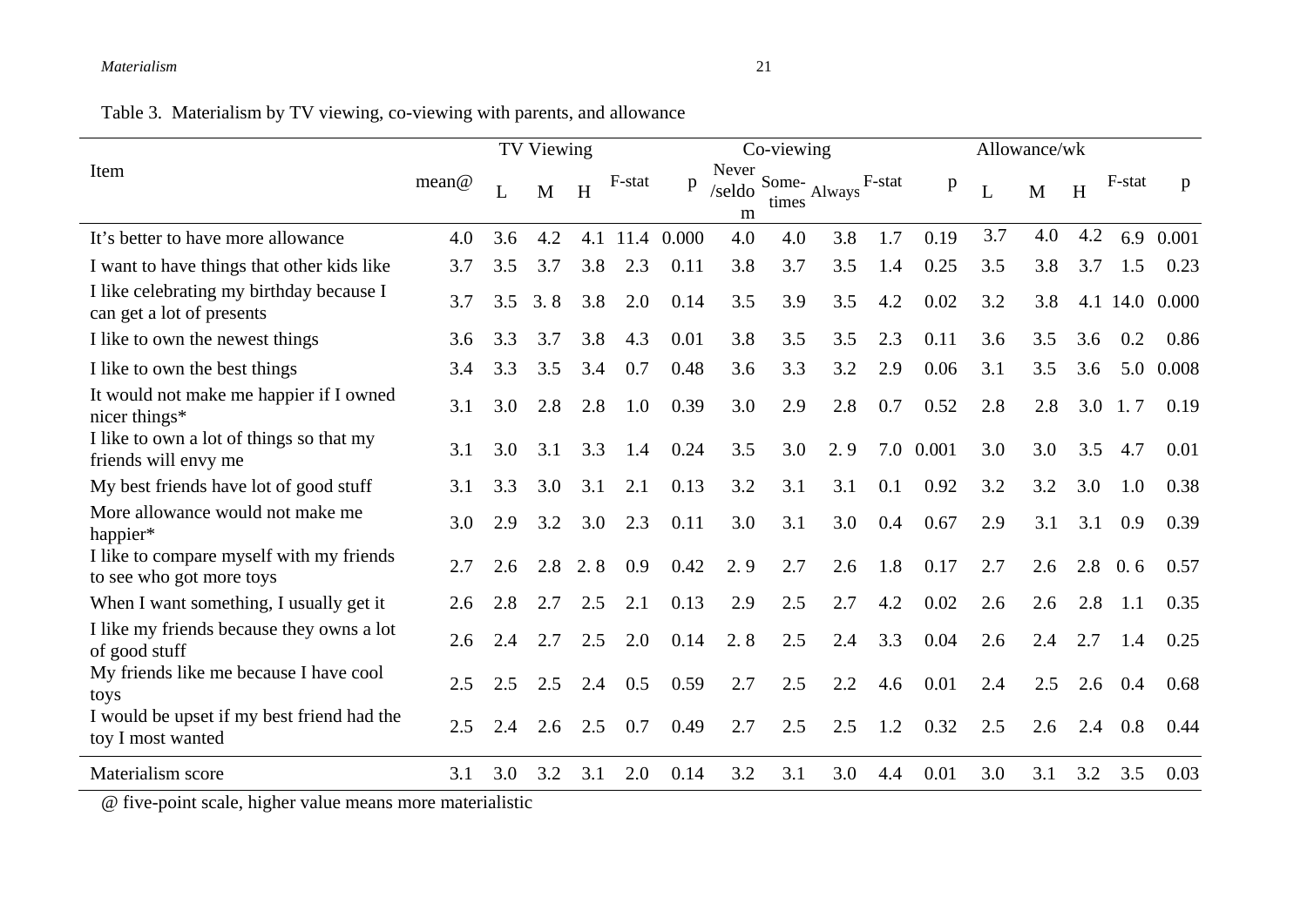Table 3. Materialism by TV viewing, co-viewing with parents, and allowance

| Item | mean@ | TV Viewing | | | | | Co-viewing | | | | | Allowance/wk | | | | |
|---|---|---|---|---|---|---|---|---|---|---|---|---|---|---|---|---|
| | | L | M | H | F-stat | p | Never /seldom | Some-times | Always | F-stat | p | L | M | H | F-stat | p |
| It's better to have more allowance | 4.0 | 3.6 | 4.2 | 4.1 | 11.4 | 0.000 | 4.0 | 4.0 | 3.8 | 1.7 | 0.19 | 3.7 | 4.0 | 4.2 | 6.9 | 0.001 |
| I want to have things that other kids like | 3.7 | 3.5 | 3.7 | 3.8 | 2.3 | 0.11 | 3.8 | 3.7 | 3.5 | 1.4 | 0.25 | 3.5 | 3.8 | 3.7 | 1.5 | 0.23 |
| I like celebrating my birthday because I can get a lot of presents | 3.7 | 3.5 | 3. 8 | 3.8 | 2.0 | 0.14 | 3.5 | 3.9 | 3.5 | 4.2 | 0.02 | 3.2 | 3.8 | 4.1 | 14.0 | 0.000 |
| I like to own the newest things | 3.6 | 3.3 | 3.7 | 3.8 | 4.3 | 0.01 | 3.8 | 3.5 | 3.5 | 2.3 | 0.11 | 3.6 | 3.5 | 3.6 | 0.2 | 0.86 |
| I like to own the best things | 3.4 | 3.3 | 3.5 | 3.4 | 0.7 | 0.48 | 3.6 | 3.3 | 3.2 | 2.9 | 0.06 | 3.1 | 3.5 | 3.6 | 5.0 | 0.008 |
| It would not make me happier if I owned nicer things* | 3.1 | 3.0 | 2.8 | 2.8 | 1.0 | 0.39 | 3.0 | 2.9 | 2.8 | 0.7 | 0.52 | 2.8 | 2.8 | 3.0 | 1. 7 | 0.19 |
| I like to own a lot of things so that my friends will envy me | 3.1 | 3.0 | 3.1 | 3.3 | 1.4 | 0.24 | 3.5 | 3.0 | 2. 9 | 7.0 | 0.001 | 3.0 | 3.0 | 3.5 | 4.7 | 0.01 |
| My best friends have lot of good stuff | 3.1 | 3.3 | 3.0 | 3.1 | 2.1 | 0.13 | 3.2 | 3.1 | 3.1 | 0.1 | 0.92 | 3.2 | 3.2 | 3.0 | 1.0 | 0.38 |
| More allowance would not make me happier* | 3.0 | 2.9 | 3.2 | 3.0 | 2.3 | 0.11 | 3.0 | 3.1 | 3.0 | 0.4 | 0.67 | 2.9 | 3.1 | 3.1 | 0.9 | 0.39 |
| I like to compare myself with my friends to see who got more toys | 2.7 | 2.6 | 2.8 | 2. 8 | 0.9 | 0.42 | 2. 9 | 2.7 | 2.6 | 1.8 | 0.17 | 2.7 | 2.6 | 2.8 | 0. 6 | 0.57 |
| When I want something, I usually get it | 2.6 | 2.8 | 2.7 | 2.5 | 2.1 | 0.13 | 2.9 | 2.5 | 2.7 | 4.2 | 0.02 | 2.6 | 2.6 | 2.8 | 1.1 | 0.35 |
| I like my friends because they owns a lot of good stuff | 2.6 | 2.4 | 2.7 | 2.5 | 2.0 | 0.14 | 2. 8 | 2.5 | 2.4 | 3.3 | 0.04 | 2.6 | 2.4 | 2.7 | 1.4 | 0.25 |
| My friends like me because I have cool toys | 2.5 | 2.5 | 2.5 | 2.4 | 0.5 | 0.59 | 2.7 | 2.5 | 2.2 | 4.6 | 0.01 | 2.4 | 2.5 | 2.6 | 0.4 | 0.68 |
| I would be upset if my best friend had the toy I most wanted | 2.5 | 2.4 | 2.6 | 2.5 | 0.7 | 0.49 | 2.7 | 2.5 | 2.5 | 1.2 | 0.32 | 2.5 | 2.6 | 2.4 | 0.8 | 0.44 |
| Materialism score | 3.1 | 3.0 | 3.2 | 3.1 | 2.0 | 0.14 | 3.2 | 3.1 | 3.0 | 4.4 | 0.01 | 3.0 | 3.1 | 3.2 | 3.5 | 0.03 |

@ five-point scale, higher value means more materialistic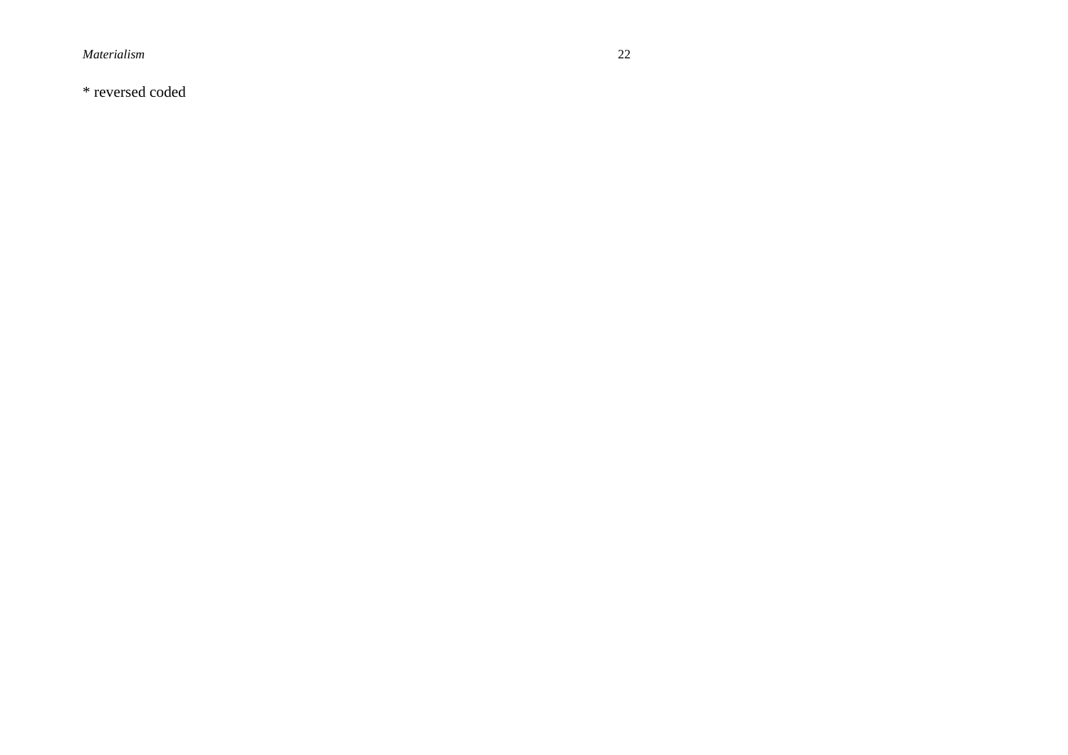* reversed coded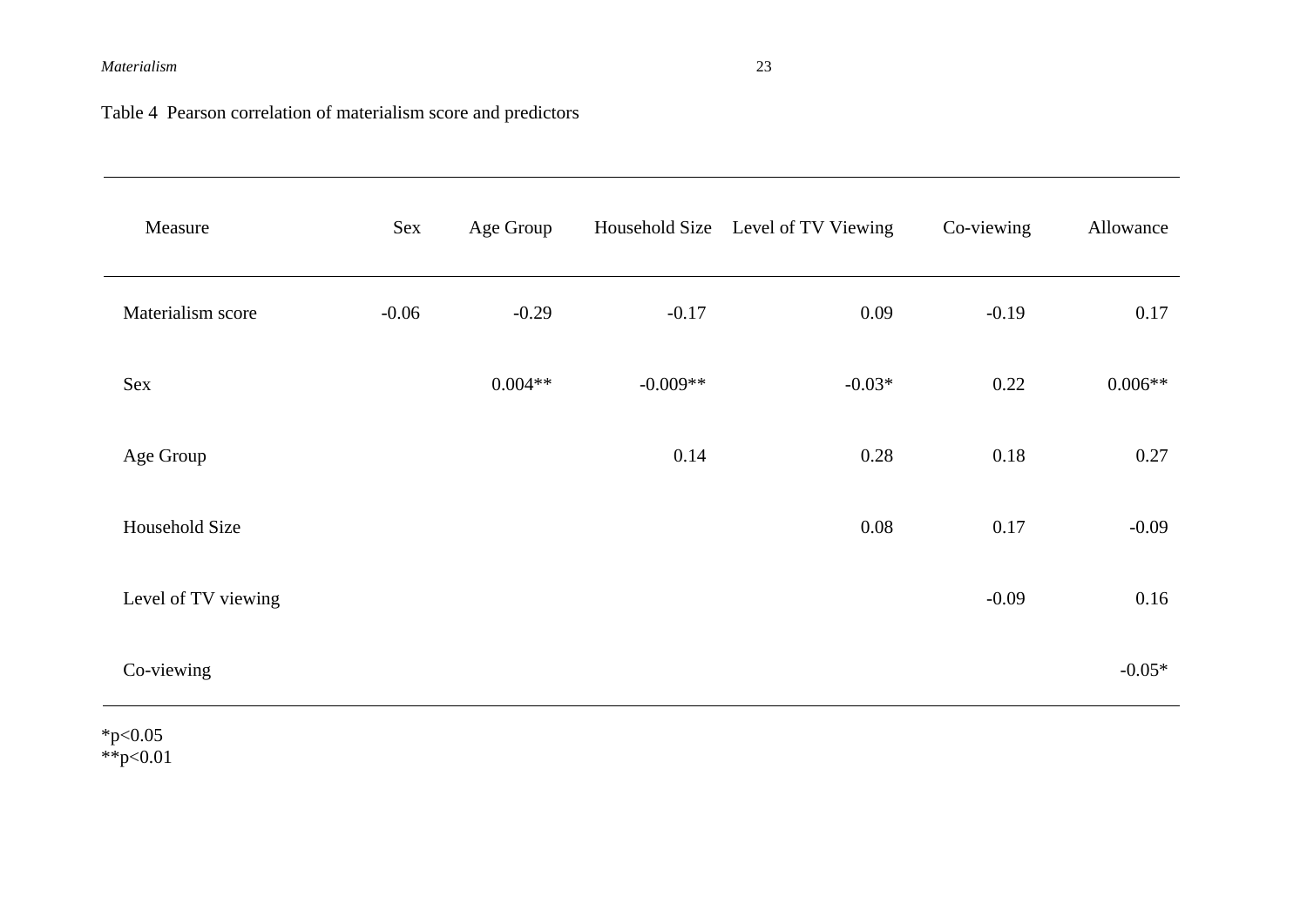Table 4  Pearson correlation of materialism score and predictors

| Measure | Sex | Age Group | Household Size | Level of TV Viewing | Co-viewing | Allowance |
|---|---|---|---|---|---|---|
| Materialism score | -0.06 | -0.29 | -0.17 | 0.09 | -0.19 | 0.17 |
| Sex | | 0.004** | -0.009** | -0.03* | 0.22 | 0.006** |
| Age Group | | | 0.14 | 0.28 | 0.18 | 0.27 |
| Household Size | | | | 0.08 | 0.17 | -0.09 |
| Level of TV viewing | | | | | -0.09 | 0.16 |
| Co-viewing | | | | | | -0.05* |

*$p<0.05$
**$p<0.01$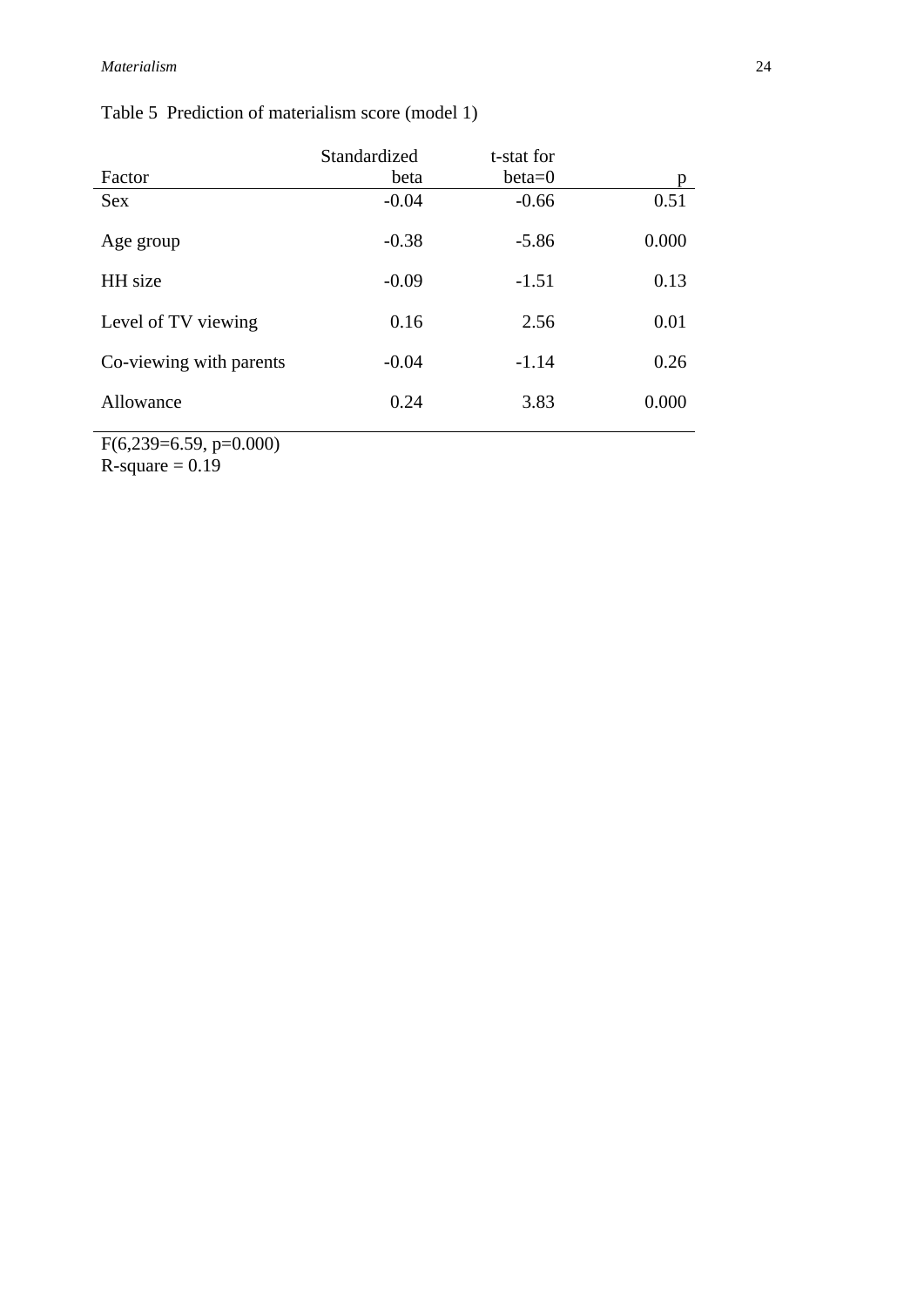Table 5 Prediction of materialism score (model 1)

| Factor | Standardized beta | t-stat for beta=0 | p |
|---|---|---|---|
| Sex | -0.04 | -0.66 | 0.51 |
| Age group | -0.38 | -5.86 | 0.000 |
| HH size | -0.09 | -1.51 | 0.13 |
| Level of TV viewing | 0.16 | 2.56 | 0.01 |
| Co-viewing with parents | -0.04 | -1.14 | 0.26 |
| Allowance | 0.24 | 3.83 | 0.000 |

F(6,239=6.59, p=0.000)
R-square = 0.19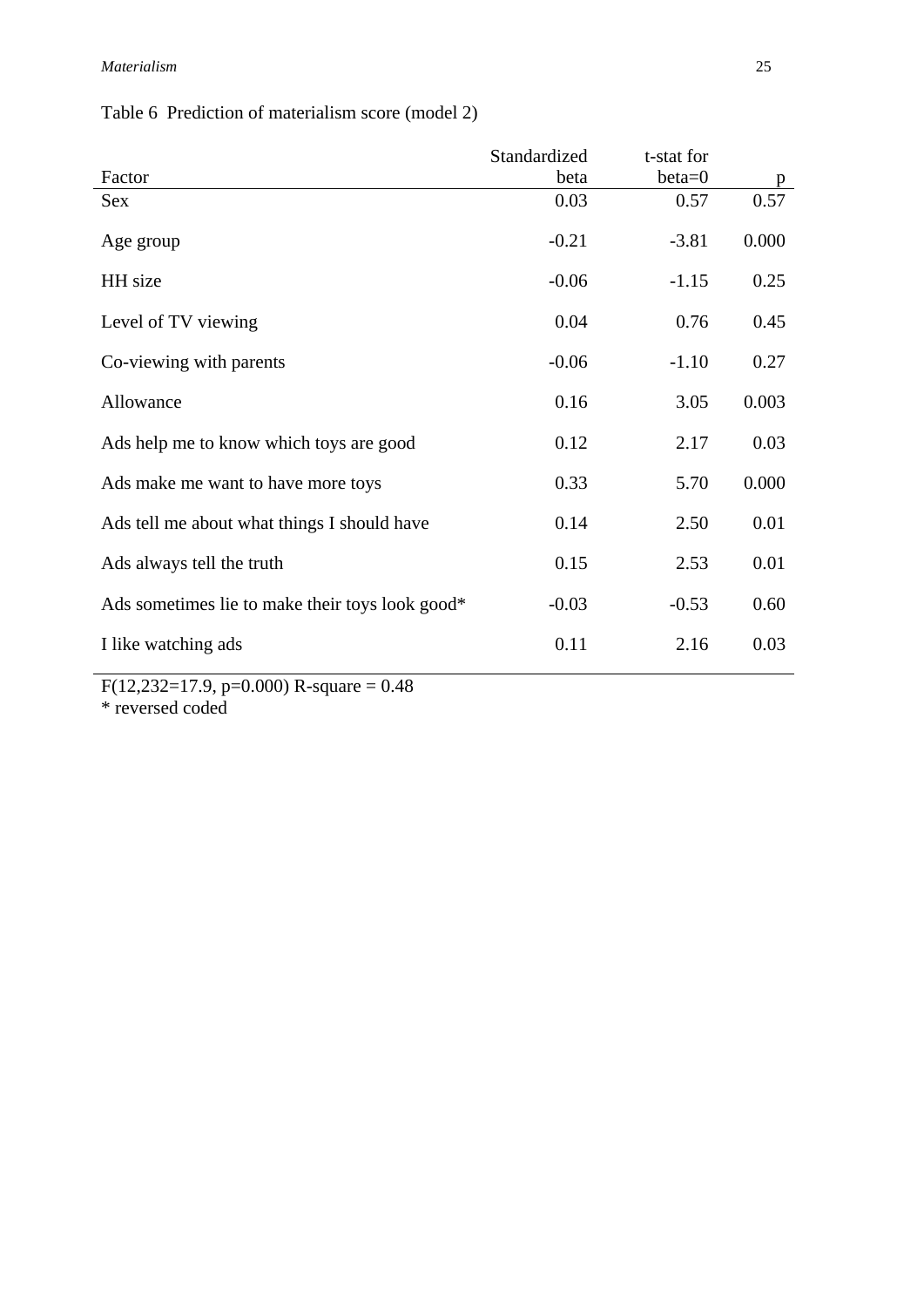Table 6 Prediction of materialism score (model 2)

| Factor | Standardized beta | t-stat for beta=0 | p |
|---|---|---|---|
| Sex | 0.03 | 0.57 | 0.57 |
| Age group | -0.21 | -3.81 | 0.000 |
| HH size | -0.06 | -1.15 | 0.25 |
| Level of TV viewing | 0.04 | 0.76 | 0.45 |
| Co-viewing with parents | -0.06 | -1.10 | 0.27 |
| Allowance | 0.16 | 3.05 | 0.003 |
| Ads help me to know which toys are good | 0.12 | 2.17 | 0.03 |
| Ads make me want to have more toys | 0.33 | 5.70 | 0.000 |
| Ads tell me about what things I should have | 0.14 | 2.50 | 0.01 |
| Ads always tell the truth | 0.15 | 2.53 | 0.01 |
| Ads sometimes lie to make their toys look good* | -0.03 | -0.53 | 0.60 |
| I like watching ads | 0.11 | 2.16 | 0.03 |

$F(12,232=17.9, p=0.000)$ R-square = 0.48
* reversed coded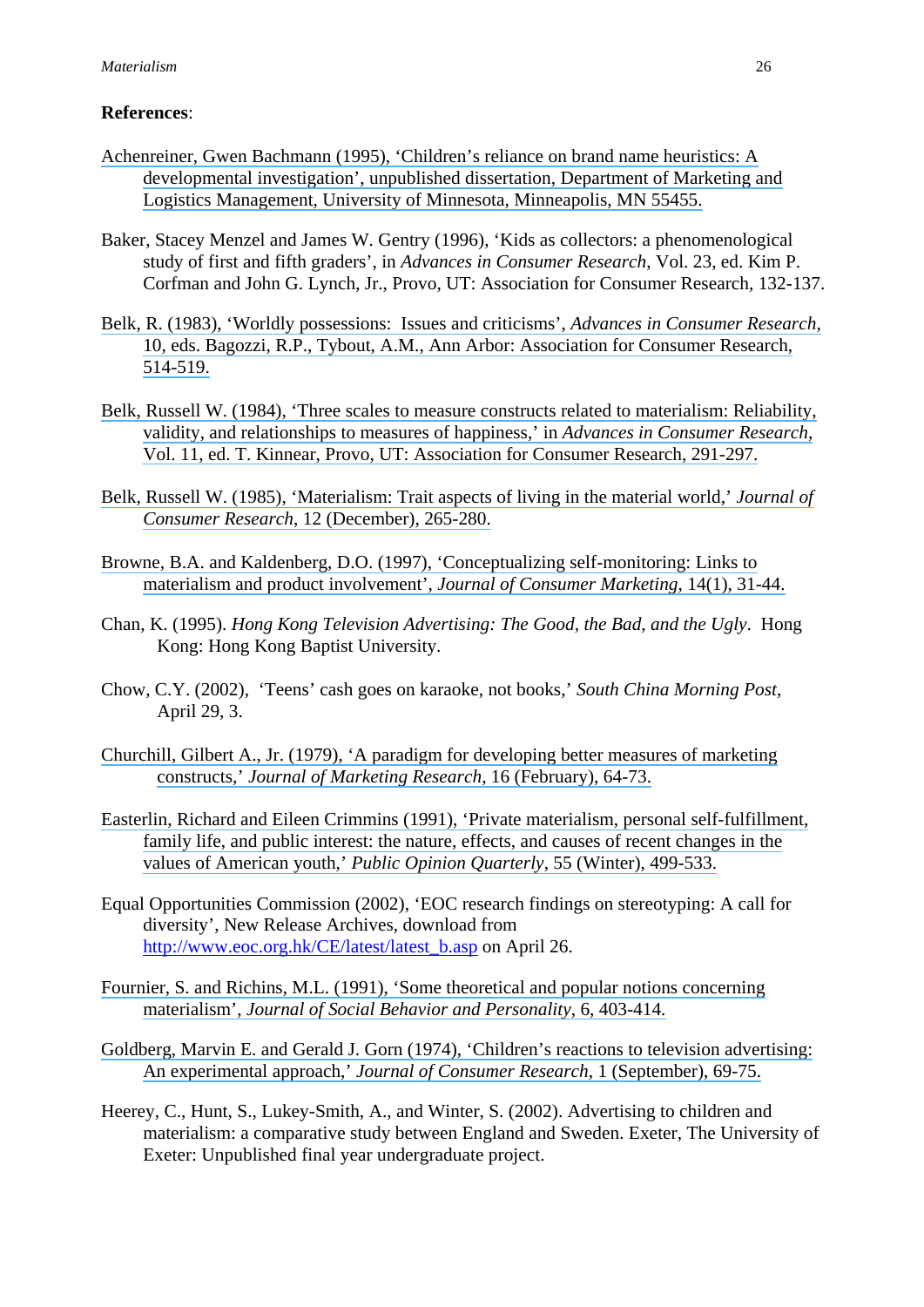**References**:

Achenreiner, Gwen Bachmann (1995), 'Children's reliance on brand name heuristics: A developmental investigation', unpublished dissertation, Department of Marketing and Logistics Management, University of Minnesota, Minneapolis, MN 55455.

Baker, Stacey Menzel and James W. Gentry (1996), 'Kids as collectors: a phenomenological study of first and fifth graders', in *Advances in Consumer Research*, Vol. 23, ed. Kim P. Corfman and John G. Lynch, Jr., Provo, UT: Association for Consumer Research, 132-137.

Belk, R. (1983), 'Worldly possessions: Issues and criticisms', *Advances in Consumer Research*, 10, eds. Bagozzi, R.P., Tybout, A.M., Ann Arbor: Association for Consumer Research, 514-519.

Belk, Russell W. (1984), 'Three scales to measure constructs related to materialism: Reliability, validity, and relationships to measures of happiness,' in *Advances in Consumer Research*, Vol. 11, ed. T. Kinnear, Provo, UT: Association for Consumer Research, 291-297.

Belk, Russell W. (1985), 'Materialism: Trait aspects of living in the material world,' *Journal of Consumer Research*, 12 (December), 265-280.

Browne, B.A. and Kaldenberg, D.O. (1997), 'Conceptualizing self-monitoring: Links to materialism and product involvement', *Journal of Consumer Marketing*, 14(1), 31-44.

Chan, K. (1995). *Hong Kong Television Advertising: The Good, the Bad, and the Ugly*. Hong Kong: Hong Kong Baptist University.

Chow, C.Y. (2002), 'Teens' cash goes on karaoke, not books,' *South China Morning Post*, April 29, 3.

Churchill, Gilbert A., Jr. (1979), 'A paradigm for developing better measures of marketing constructs,' *Journal of Marketing Research*, 16 (February), 64-73.

Easterlin, Richard and Eileen Crimmins (1991), 'Private materialism, personal self-fulfillment, family life, and public interest: the nature, effects, and causes of recent changes in the values of American youth,' *Public Opinion Quarterly*, 55 (Winter), 499-533.

Equal Opportunities Commission (2002), 'EOC research findings on stereotyping: A call for diversity', New Release Archives, download from http://www.eoc.org.hk/CE/latest/latest_b.asp on April 26.

Fournier, S. and Richins, M.L. (1991), 'Some theoretical and popular notions concerning materialism', *Journal of Social Behavior and Personality*, 6, 403-414.

Goldberg, Marvin E. and Gerald J. Gorn (1974), 'Children's reactions to television advertising: An experimental approach,' *Journal of Consumer Research*, 1 (September), 69-75.

Heerey, C., Hunt, S., Lukey-Smith, A., and Winter, S. (2002). Advertising to children and materialism: a comparative study between England and Sweden. Exeter, The University of Exeter: Unpublished final year undergraduate project.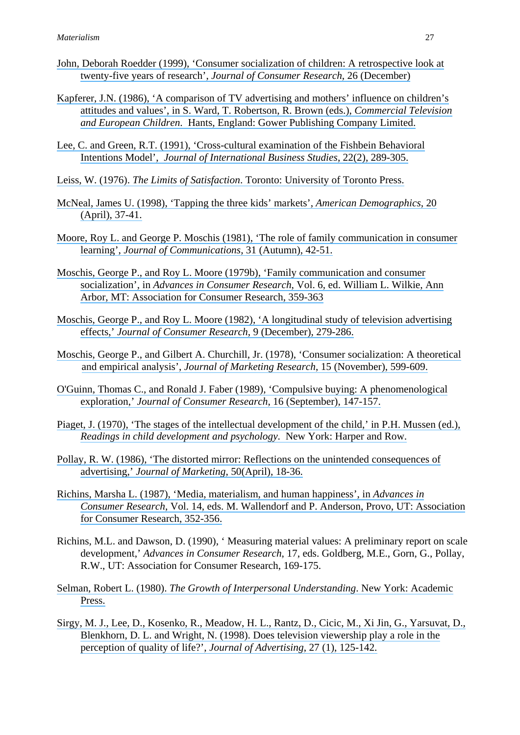John, Deborah Roedder (1999), 'Consumer socialization of children: A retrospective look at twenty-five years of research', *Journal of Consumer Research*, 26 (December)

Kapferer, J.N. (1986), 'A comparison of TV advertising and mothers' influence on children's attitudes and values', in S. Ward, T. Robertson, R. Brown (eds.), *Commercial Television and European Children*. Hants, England: Gower Publishing Company Limited.

Lee, C. and Green, R.T. (1991), 'Cross-cultural examination of the Fishbein Behavioral Intentions Model', *Journal of International Business Studies*, 22(2), 289-305.

Leiss, W. (1976). *The Limits of Satisfaction*. Toronto: University of Toronto Press.

McNeal, James U. (1998), 'Tapping the three kids' markets', *American Demographics*, 20 (April), 37-41.

Moore, Roy L. and George P. Moschis (1981), 'The role of family communication in consumer learning', *Journal of Communications*, 31 (Autumn), 42-51.

Moschis, George P., and Roy L. Moore (1979b), 'Family communication and consumer socialization', in *Advances in Consumer Research*, Vol. 6, ed. William L. Wilkie, Ann Arbor, MT: Association for Consumer Research, 359-363

Moschis, George P., and Roy L. Moore (1982), 'A longitudinal study of television advertising effects,' *Journal of Consumer Research*, 9 (December), 279-286.

Moschis, George P., and Gilbert A. Churchill, Jr. (1978), 'Consumer socialization: A theoretical and empirical analysis', *Journal of Marketing Research*, 15 (November), 599-609.

O'Guinn, Thomas C., and Ronald J. Faber (1989), 'Compulsive buying: A phenomenological exploration,' *Journal of Consumer Research*, 16 (September), 147-157.

Piaget, J. (1970), 'The stages of the intellectual development of the child,' in P.H. Mussen (ed.), *Readings in child development and psychology*. New York: Harper and Row.

Pollay, R. W. (1986), 'The distorted mirror: Reflections on the unintended consequences of advertising,' *Journal of Marketing*, 50(April), 18-36.

Richins, Marsha L. (1987), 'Media, materialism, and human happiness', in *Advances in Consumer Research*, Vol. 14, eds. M. Wallendorf and P. Anderson, Provo, UT: Association for Consumer Research, 352-356.

Richins, M.L. and Dawson, D. (1990), ' Measuring material values: A preliminary report on scale development,' *Advances in Consumer Research*, 17, eds. Goldberg, M.E., Gorn, G., Pollay, R.W., UT: Association for Consumer Research, 169-175.

Selman, Robert L. (1980). *The Growth of Interpersonal Understanding*. New York: Academic Press.

Sirgy, M. J., Lee, D., Kosenko, R., Meadow, H. L., Rantz, D., Cicic, M., Xi Jin, G., Yarsuvat, D., Blenkhorn, D. L. and Wright, N. (1998). Does television viewership play a role in the perception of quality of life?', *Journal of Advertising*, 27 (1), 125-142.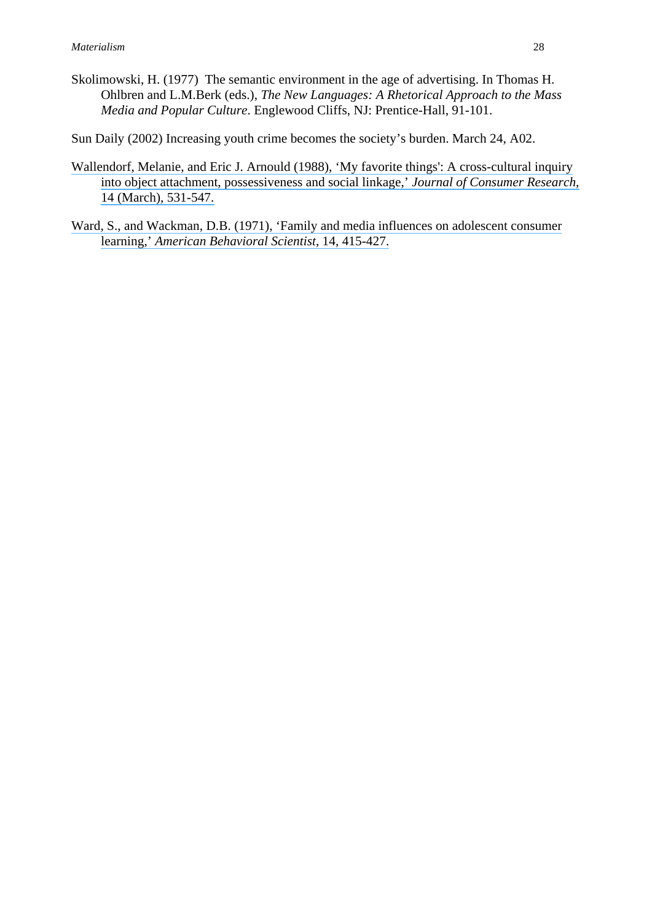Skolimowski, H. (1977)  The semantic environment in the age of advertising. In Thomas H. Ohlbren and L.M.Berk (eds.), *The New Languages: A Rhetorical Approach to the Mass Media and Popular Culture*. Englewood Cliffs, NJ: Prentice-Hall, 91-101.

Sun Daily (2002) Increasing youth crime becomes the society's burden. March 24, A02.

Wallendorf, Melanie, and Eric J. Arnould (1988), 'My favorite things': A cross-cultural inquiry into object attachment, possessiveness and social linkage,' *Journal of Consumer Research*, 14 (March), 531-547.

Ward, S., and Wackman, D.B. (1971), 'Family and media influences on adolescent consumer learning,' *American Behavioral Scientist*, 14, 415-427.